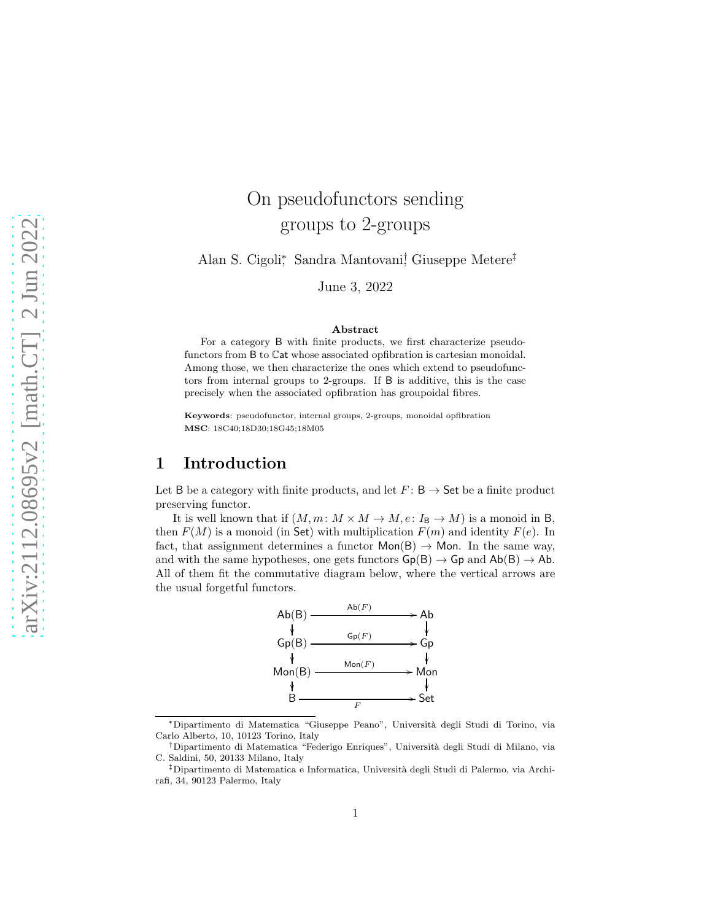# On pseudofunctors sending groups to 2-groups

Alan S. Cigoli[*], Sandra Mantovani[†], Giuseppe Metere[‡]

June 3, 2022

**Abstract**

For a category $\mathsf{B}$ with finite products, we first characterize pseudofunctors from $\mathsf{B}$ to $\mathbb{C}\mathsf{at}$ whose associated opfibration is cartesian monoidal. Among those, we then characterize the ones which extend to pseudofunctors from internal groups to 2-groups. If $\mathsf{B}$ is additive, this is the case precisely when the associated opfibration has groupoidal fibres.

**Keywords**: pseudofunctor, internal groups, 2-groups, monoidal opfibration
**MSC**: 18C40;18D30;18G45;18M05

## 1 Introduction

Let $\mathsf{B}$ be a category with finite products, and let $F\colon \mathsf{B} \to \mathsf{Set}$ be a finite product preserving functor.

It is well known that if $(M, m\colon M \times M \to M, e\colon I_{\mathsf{B}} \to M)$ is a monoid in $\mathsf{B}$, then $F(M)$ is a monoid (in $\mathsf{Set}$) with multiplication $F(m)$ and identity $F(e)$. In fact, that assignment determines a functor $\mathsf{Mon}(\mathsf{B}) \to \mathsf{Mon}$. In the same way, and with the same hypotheses, one gets functors $\mathsf{Gp}(\mathsf{B}) \to \mathsf{Gp}$ and $\mathsf{Ab}(\mathsf{B}) \to \mathsf{Ab}$. All of them fit the commutative diagram below, where the vertical arrows are the usual forgetful functors.

$$
\begin{array}{ccc}
\mathsf{Ab}(\mathsf{B}) & \xrightarrow{\mathsf{Ab}(F)} & \mathsf{Ab} \\
\downarrow & & \downarrow \\
\mathsf{Gp}(\mathsf{B}) & \xrightarrow{\mathsf{Gp}(F)} & \mathsf{Gp} \\
\downarrow & & \downarrow \\
\mathsf{Mon}(\mathsf{B}) & \xrightarrow{\mathsf{Mon}(F)} & \mathsf{Mon} \\
\downarrow & & \downarrow \\
\mathsf{B} & \xrightarrow[F]{} & \mathsf{Set}
\end{array}
$$

[*] Dipartimento di Matematica "Giuseppe Peano", Università degli Studi di Torino, via Carlo Alberto, 10, 10123 Torino, Italy

[†] Dipartimento di Matematica "Federigo Enriques", Università degli Studi di Milano, via C. Saldini, 50, 20133 Milano, Italy

[‡] Dipartimento di Matematica e Informatica, Università degli Studi di Palermo, via Archirafi, 34, 90123 Palermo, Italy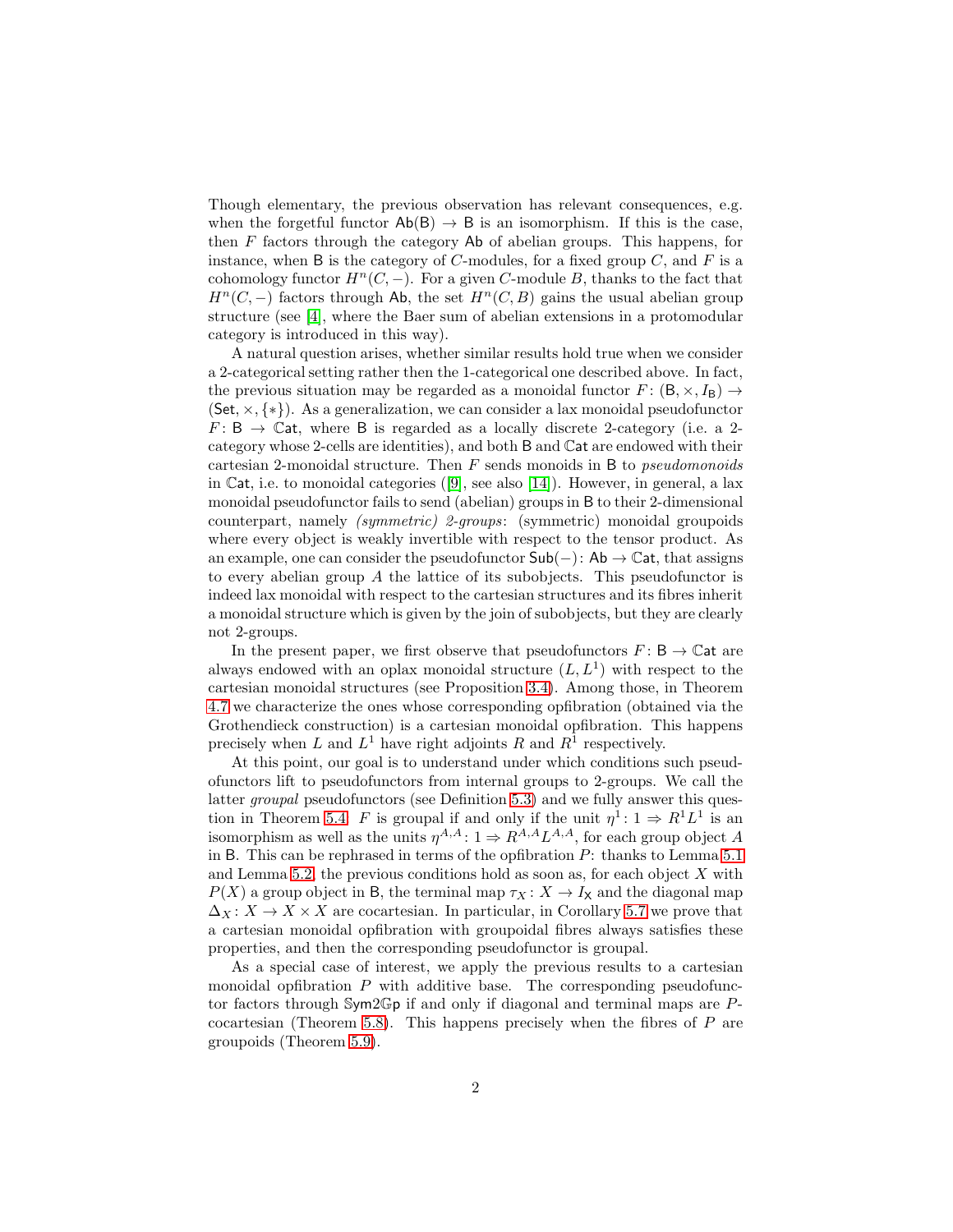Though elementary, the previous observation has relevant consequences, e.g. when the forgetful functor $\mathsf{Ab}(\mathsf{B}) \to \mathsf{B}$ is an isomorphism. If this is the case, then $F$ factors through the category $\mathsf{Ab}$ of abelian groups. This happens, for instance, when $\mathsf{B}$ is the category of $C$-modules, for a fixed group $C$, and $F$ is a cohomology functor $H^n(C, -)$. For a given $C$-module $B$, thanks to the fact that $H^n(C, -)$ factors through $\mathsf{Ab}$, the set $H^n(C, B)$ gains the usual abelian group structure (see [4], where the Baer sum of abelian extensions in a protomodular category is introduced in this way).

A natural question arises, whether similar results hold true when we consider a 2-categorical setting rather then the 1-categorical one described above. In fact, the previous situation may be regarded as a monoidal functor $F: (\mathsf{B}, \times, I_\mathsf{B}) \to (\mathsf{Set}, \times, \{*\})$. As a generalization, we can consider a lax monoidal pseudofunctor $F: \mathsf{B} \to \mathbb{C}\mathsf{at}$, where $\mathsf{B}$ is regarded as a locally discrete 2-category (i.e. a 2-category whose 2-cells are identities), and both $\mathsf{B}$ and $\mathbb{C}\mathsf{at}$ are endowed with their cartesian 2-monoidal structure. Then $F$ sends monoids in $\mathsf{B}$ to *pseudomonoids* in $\mathbb{C}\mathsf{at}$, i.e. to monoidal categories ([9], see also [14]). However, in general, a lax monoidal pseudofunctor fails to send (abelian) groups in $\mathsf{B}$ to their 2-dimensional counterpart, namely *(symmetric) 2-groups*: (symmetric) monoidal groupoids where every object is weakly invertible with respect to the tensor product. As an example, one can consider the pseudofunctor $\mathsf{Sub}(-): \mathsf{Ab} \to \mathbb{C}\mathsf{at}$, that assigns to every abelian group $A$ the lattice of its subobjects. This pseudofunctor is indeed lax monoidal with respect to the cartesian structures and its fibres inherit a monoidal structure which is given by the join of subobjects, but they are clearly not 2-groups.

In the present paper, we first observe that pseudofunctors $F: \mathsf{B} \to \mathbb{C}\mathsf{at}$ are always endowed with an oplax monoidal structure $(L, L^1)$ with respect to the cartesian monoidal structures (see Proposition 3.4). Among those, in Theorem 4.7 we characterize the ones whose corresponding opfibration (obtained via the Grothendieck construction) is a cartesian monoidal opfibration. This happens precisely when $L$ and $L^1$ have right adjoints $R$ and $R^1$ respectively.

At this point, our goal is to understand under which conditions such pseudofunctors lift to pseudofunctors from internal groups to 2-groups. We call the latter *groupal* pseudofunctors (see Definition 5.3) and we fully answer this question in Theorem 5.4. $F$ is groupal if and only if the unit $\eta^1: 1 \Rightarrow R^1 L^1$ is an isomorphism as well as the units $\eta^{A,A}: 1 \Rightarrow R^{A,A} L^{A,A}$, for each group object $A$ in $\mathsf{B}$. This can be rephrased in terms of the opfibration $P$: thanks to Lemma 5.1 and Lemma 5.2, the previous conditions hold as soon as, for each object $X$ with $P(X)$ a group object in $\mathsf{B}$, the terminal map $\tau_X: X \to I_\mathsf{X}$ and the diagonal map $\Delta_X: X \to X \times X$ are cocartesian. In particular, in Corollary 5.7 we prove that a cartesian monoidal opfibration with groupoidal fibres always satisfies these properties, and then the corresponding pseudofunctor is groupal.

As a special case of interest, we apply the previous results to a cartesian monoidal opfibration $P$ with additive base. The corresponding pseudofunctor factors through $\mathbb{S}\mathsf{ym}2\mathbb{G}\mathsf{p}$ if and only if diagonal and terminal maps are $P$-cocartesian (Theorem 5.8). This happens precisely when the fibres of $P$ are groupoids (Theorem 5.9).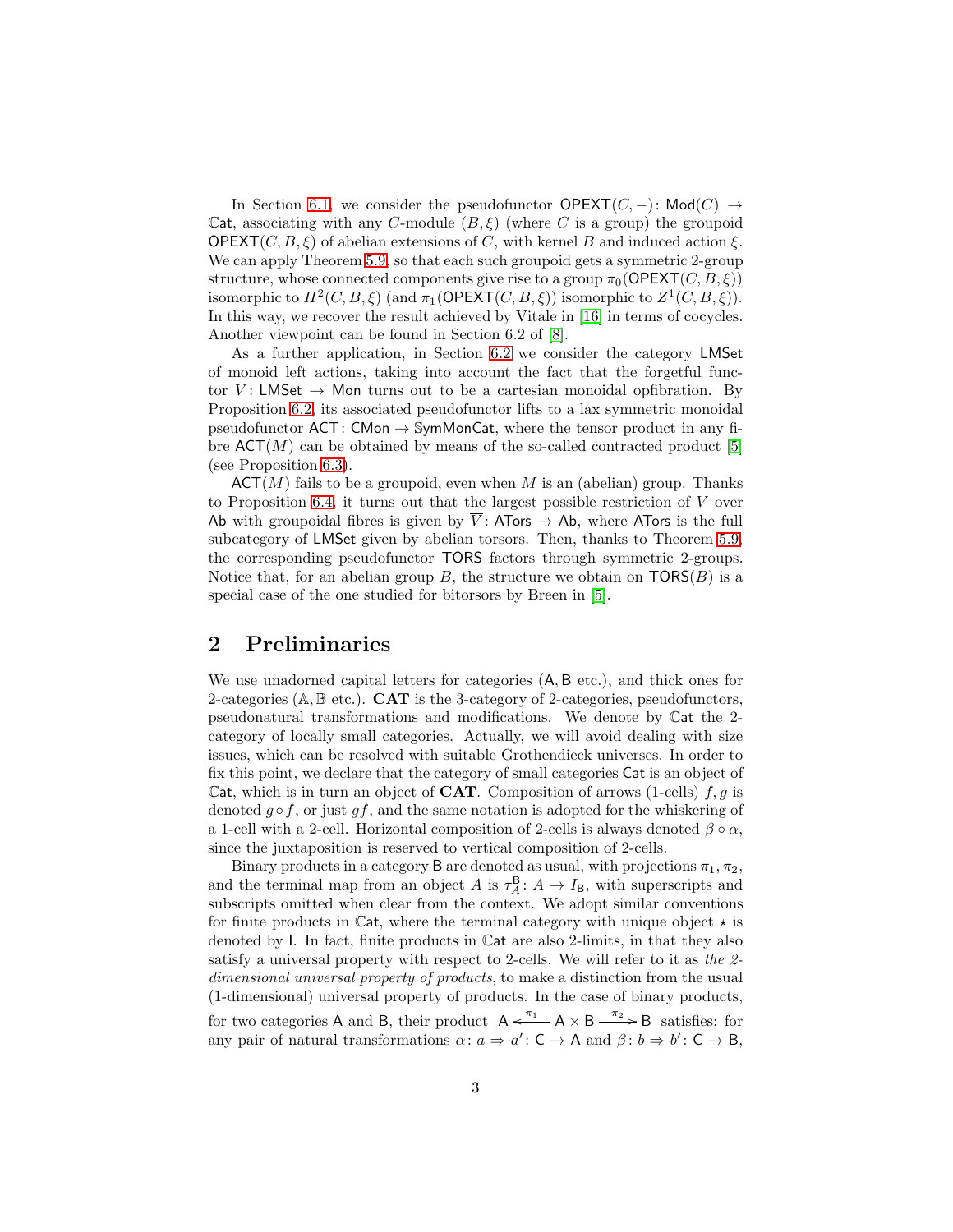In Section 6.1, we consider the pseudofunctor $\mathsf{OPEXT}(C,-)\colon \mathsf{Mod}(C) \to \mathbb{C}\mathsf{at}$, associating with any $C$-module $(B,\xi)$ (where $C$ is a group) the groupoid $\mathsf{OPEXT}(C,B,\xi)$ of abelian extensions of $C$, with kernel $B$ and induced action $\xi$. We can apply Theorem 5.9, so that each such groupoid gets a symmetric 2-group structure, whose connected components give rise to a group $\pi_0(\mathsf{OPEXT}(C,B,\xi))$ isomorphic to $H^2(C,B,\xi)$ (and $\pi_1(\mathsf{OPEXT}(C,B,\xi))$ isomorphic to $Z^1(C,B,\xi)$). In this way, we recover the result achieved by Vitale in [16] in terms of cocycles. Another viewpoint can be found in Section 6.2 of [8].

As a further application, in Section 6.2 we consider the category $\mathsf{LMSet}$ of monoid left actions, taking into account the fact that the forgetful functor $V\colon \mathsf{LMSet} \to \mathsf{Mon}$ turns out to be a cartesian monoidal opfibration. By Proposition 6.2, its associated pseudofunctor lifts to a lax symmetric monoidal pseudofunctor $\mathsf{ACT}\colon \mathsf{CMon} \to \mathbb{S}\mathsf{ymMonCat}$, where the tensor product in any fibre $\mathsf{ACT}(M)$ can be obtained by means of the so-called contracted product [5] (see Proposition 6.3).

$\mathsf{ACT}(M)$ fails to be a groupoid, even when $M$ is an (abelian) group. Thanks to Proposition 6.4, it turns out that the largest possible restriction of $V$ over $\mathsf{Ab}$ with groupoidal fibres is given by $\overline{V}\colon \mathsf{ATors} \to \mathsf{Ab}$, where $\mathsf{ATors}$ is the full subcategory of $\mathsf{LMSet}$ given by abelian torsors. Then, thanks to Theorem 5.9, the corresponding pseudofunctor $\mathsf{TORS}$ factors through symmetric 2-groups. Notice that, for an abelian group $B$, the structure we obtain on $\mathsf{TORS}(B)$ is a special case of the one studied for bitorsors by Breen in [5].

## 2 Preliminaries

We use unadorned capital letters for categories ($\mathsf{A},\mathsf{B}$ etc.), and thick ones for 2-categories ($\mathbb{A},\mathbb{B}$ etc.). **CAT** is the 3-category of 2-categories, pseudofunctors, pseudonatural transformations and modifications. We denote by $\mathbb{C}\mathsf{at}$ the 2-category of locally small categories. Actually, we will avoid dealing with size issues, which can be resolved with suitable Grothendieck universes. In order to fix this point, we declare that the category of small categories $\mathsf{Cat}$ is an object of $\mathbb{C}\mathsf{at}$, which is in turn an object of **CAT**. Composition of arrows (1-cells) $f,g$ is denoted $g\circ f$, or just $gf$, and the same notation is adopted for the whiskering of a 1-cell with a 2-cell. Horizontal composition of 2-cells is always denoted $\beta\circ\alpha$, since the juxtaposition is reserved to vertical composition of 2-cells.

Binary products in a category $\mathsf{B}$ are denoted as usual, with projections $\pi_1,\pi_2$, and the terminal map from an object $A$ is $\tau^{\mathsf{B}}_A\colon A \to I_{\mathsf{B}}$, with superscripts and subscripts omitted when clear from the context. We adopt similar conventions for finite products in $\mathbb{C}\mathsf{at}$, where the terminal category with unique object $\star$ is denoted by $\mathsf{I}$. In fact, finite products in $\mathbb{C}\mathsf{at}$ are also 2-limits, in that they also satisfy a universal property with respect to 2-cells. We will refer to it as *the 2-dimensional universal property of products*, to make a distinction from the usual (1-dimensional) universal property of products. In the case of binary products, for two categories $\mathsf{A}$ and $\mathsf{B}$, their product $\mathsf{A} \xleftarrow{\pi_1} \mathsf{A}\times\mathsf{B} \xrightarrow{\pi_2} \mathsf{B}$ satisfies: for any pair of natural transformations $\alpha\colon a \Rightarrow a'\colon \mathsf{C}\to\mathsf{A}$ and $\beta\colon b\Rightarrow b'\colon \mathsf{C}\to\mathsf{B}$,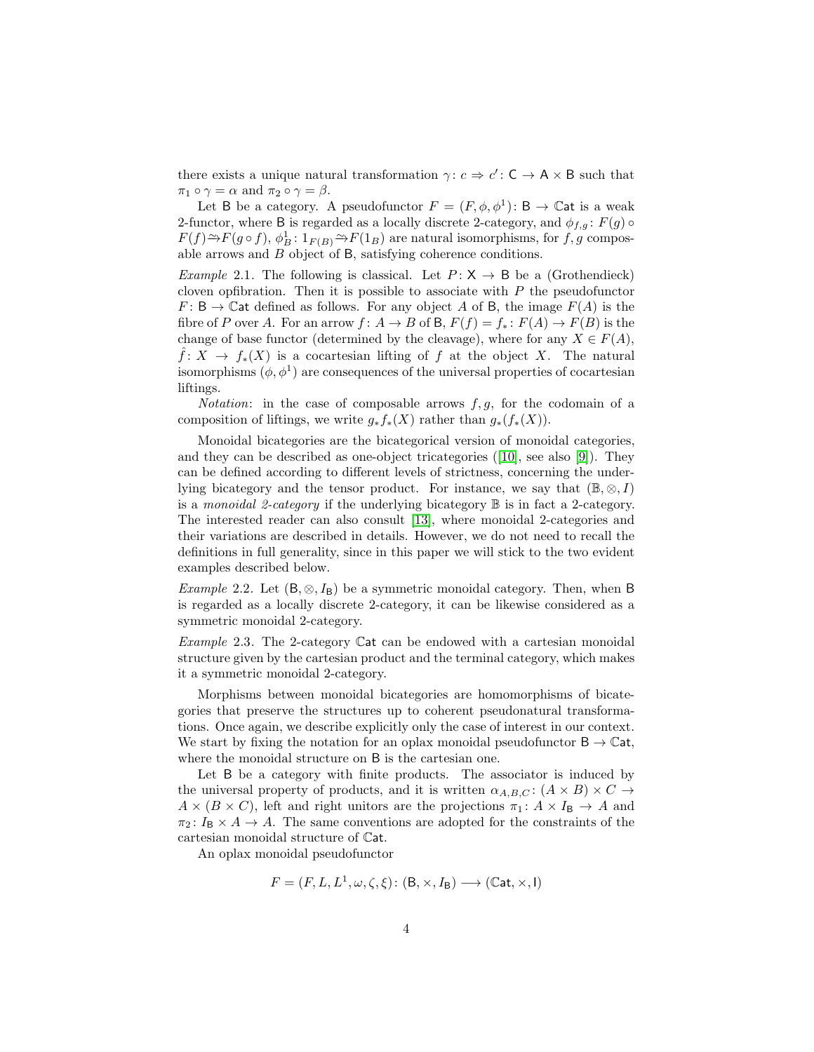there exists a unique natural transformation $\gamma\colon c \Rightarrow c'\colon \mathsf{C} \to \mathsf{A} \times \mathsf{B}$ such that $\pi_1 \circ \gamma = \alpha$ and $\pi_2 \circ \gamma = \beta$.

Let $\mathsf{B}$ be a category. A pseudofunctor $F = (F, \phi, \phi^1)\colon \mathsf{B} \to \mathbb{C}\mathsf{at}$ is a weak 2-functor, where $\mathsf{B}$ is regarded as a locally discrete 2-category, and $\phi_{f,g}\colon F(g) \circ F(f) \overset{\sim}{\Rightarrow} F(g \circ f)$, $\phi^1_B\colon 1_{F(B)} \overset{\sim}{\Rightarrow} F(1_B)$ are natural isomorphisms, for $f, g$ composable arrows and $B$ object of $\mathsf{B}$, satisfying coherence conditions.

*Example* 2.1. The following is classical. Let $P\colon \mathsf{X} \to \mathsf{B}$ be a (Grothendieck) cloven opfibration. Then it is possible to associate with $P$ the pseudofunctor $F\colon \mathsf{B} \to \mathbb{C}\mathsf{at}$ defined as follows. For any object $A$ of $\mathsf{B}$, the image $F(A)$ is the fibre of $P$ over $A$. For an arrow $f\colon A \to B$ of $\mathsf{B}$, $F(f) = f_*\colon F(A) \to F(B)$ is the change of base functor (determined by the cleavage), where for any $X \in F(A)$, $\hat{f}\colon X \to f_*(X)$ is a cocartesian lifting of $f$ at the object $X$. The natural isomorphisms $(\phi, \phi^1)$ are consequences of the universal properties of cocartesian liftings.

*Notation*: in the case of composable arrows $f, g$, for the codomain of a composition of liftings, we write $g_* f_*(X)$ rather than $g_*(f_*(X))$.

Monoidal bicategories are the bicategorical version of monoidal categories, and they can be described as one-object tricategories ([10], see also [9]). They can be defined according to different levels of strictness, concerning the underlying bicategory and the tensor product. For instance, we say that $(\mathbb{B}, \otimes, I)$ is a *monoidal 2-category* if the underlying bicategory $\mathbb{B}$ is in fact a 2-category. The interested reader can also consult [13], where monoidal 2-categories and their variations are described in details. However, we do not need to recall the definitions in full generality, since in this paper we will stick to the two evident examples described below.

*Example* 2.2. Let $(\mathsf{B}, \otimes, I_{\mathsf{B}})$ be a symmetric monoidal category. Then, when $\mathsf{B}$ is regarded as a locally discrete 2-category, it can be likewise considered as a symmetric monoidal 2-category.

*Example* 2.3. The 2-category $\mathbb{C}\mathsf{at}$ can be endowed with a cartesian monoidal structure given by the cartesian product and the terminal category, which makes it a symmetric monoidal 2-category.

Morphisms between monoidal bicategories are homomorphisms of bicategories that preserve the structures up to coherent pseudonatural transformations. Once again, we describe explicitly only the case of interest in our context. We start by fixing the notation for an oplax monoidal pseudofunctor $\mathsf{B} \to \mathbb{C}\mathsf{at}$, where the monoidal structure on $\mathsf{B}$ is the cartesian one.

Let $\mathsf{B}$ be a category with finite products. The associator is induced by the universal property of products, and it is written $\alpha_{A,B,C}\colon (A \times B) \times C \to A \times (B \times C)$, left and right unitors are the projections $\pi_1\colon A \times I_{\mathsf{B}} \to A$ and $\pi_2\colon I_{\mathsf{B}} \times A \to A$. The same conventions are adopted for the constraints of the cartesian monoidal structure of $\mathbb{C}\mathsf{at}$.

An oplax monoidal pseudofunctor

$$F = (F, L, L^1, \omega, \zeta, \xi)\colon (\mathsf{B}, \times, I_{\mathsf{B}}) \longrightarrow (\mathbb{C}\mathsf{at}, \times, \mathsf{I})$$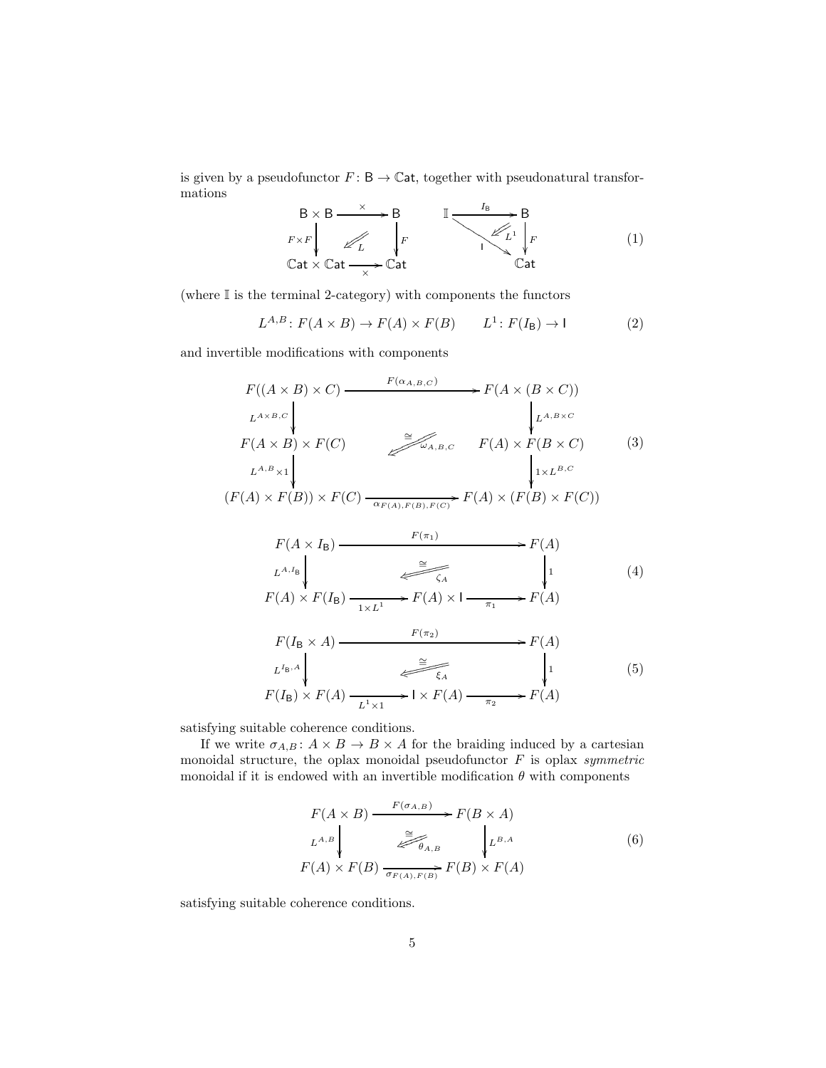is given by a pseudofunctor $F\colon \mathsf{B} \to \mathbb{C}\mathsf{at}$, together with pseudonatural transformations

$$
\begin{array}{ccc}
\mathsf{B} \times \mathsf{B} & \xrightarrow{\times} & \mathsf{B} \\
{\scriptstyle F \times F}\big\downarrow & \swArrow_{L} & \big\downarrow{\scriptstyle F} \\
\mathbb{C}\mathsf{at} \times \mathbb{C}\mathsf{at} & \xrightarrow[\times]{} & \mathbb{C}\mathsf{at}
\end{array}
\qquad
\begin{array}{ccc}
\mathbb{I} & \xrightarrow{I_{\mathsf{B}}} & \mathsf{B} \\
& \searrow_{\mathsf{I}} \; \swArrow_{L^1} & \big\downarrow{\scriptstyle F} \\
& & \mathbb{C}\mathsf{at}
\end{array}
\tag{1}
$$

(where $\mathbb{I}$ is the terminal 2-category) with components the functors

$$
L^{A,B}\colon F(A \times B) \to F(A) \times F(B) \qquad L^1\colon F(I_{\mathsf{B}}) \to \mathsf{I} \tag{2}
$$

and invertible modifications with components

$$
\begin{array}{ccc}
F((A \times B) \times C) & \xrightarrow{F(\alpha_{A,B,C})} & F(A \times (B \times C)) \\
{\scriptstyle L^{A \times B, C}}\big\downarrow & & \big\downarrow{\scriptstyle L^{A, B \times C}} \\
F(A \times B) \times F(C) & \overset{\cong}{\swArrow}_{\omega_{A,B,C}} & F(A) \times F(B \times C) \\
{\scriptstyle L^{A,B} \times 1}\big\downarrow & & \big\downarrow{\scriptstyle 1 \times L^{B,C}} \\
(F(A) \times F(B)) \times F(C) & \xrightarrow[\alpha_{F(A),F(B),F(C)}]{} & F(A) \times (F(B) \times F(C))
\end{array}
\tag{3}
$$

$$
\begin{array}{ccccc}
F(A \times I_{\mathsf{B}}) & & \xrightarrow{F(\pi_1)} & & F(A) \\
{\scriptstyle L^{A, I_{\mathsf{B}}}}\big\downarrow & & \overset{\cong}{\Leftarrow}_{\zeta_A} & & \big\downarrow{\scriptstyle 1} \\
F(A) \times F(I_{\mathsf{B}}) & \xrightarrow[1 \times L^1]{} & F(A) \times \mathsf{I} & \xrightarrow[\pi_1]{} & F(A)
\end{array}
\tag{4}
$$

$$
\begin{array}{ccccc}
F(I_{\mathsf{B}} \times A) & & \xrightarrow{F(\pi_2)} & & F(A) \\
{\scriptstyle L^{I_{\mathsf{B}}, A}}\big\downarrow & & \overset{\cong}{\Leftarrow}_{\xi_A} & & \big\downarrow{\scriptstyle 1} \\
F(I_{\mathsf{B}}) \times F(A) & \xrightarrow[L^1 \times 1]{} & \mathsf{I} \times F(A) & \xrightarrow[\pi_2]{} & F(A)
\end{array}
\tag{5}
$$

satisfying suitable coherence conditions.

If we write $\sigma_{A,B}\colon A \times B \to B \times A$ for the braiding induced by a cartesian monoidal structure, the oplax monoidal pseudofunctor $F$ is oplax *symmetric* monoidal if it is endowed with an invertible modification $\theta$ with components

$$
\begin{array}{ccc}
F(A \times B) & \xrightarrow{F(\sigma_{A,B})} & F(B \times A) \\
{\scriptstyle L^{A,B}}\big\downarrow & \overset{\cong}{\swArrow}_{\theta_{A,B}} & \big\downarrow{\scriptstyle L^{B,A}} \\
F(A) \times F(B) & \xrightarrow[\sigma_{F(A),F(B)}]{} & F(B) \times F(A)
\end{array}
\tag{6}
$$

satisfying suitable coherence conditions.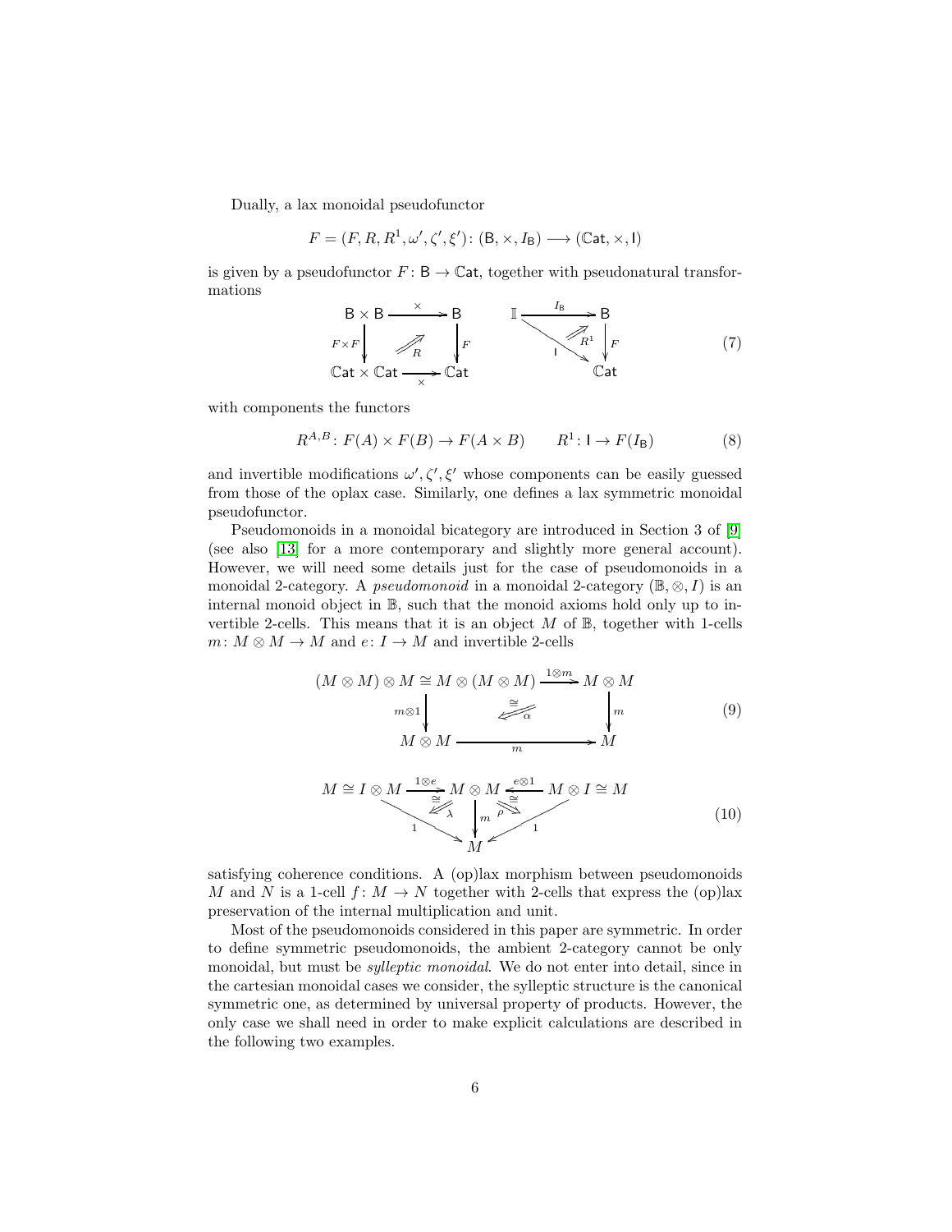Dually, a lax monoidal pseudofunctor

$$F = (F, R, R^1, \omega', \zeta', \xi') \colon (\mathsf{B}, \times, I_{\mathsf{B}}) \longrightarrow (\mathbb{C}\mathsf{at}, \times, \mathsf{I})$$

is given by a pseudofunctor $F \colon \mathsf{B} \to \mathbb{C}\mathsf{at}$, together with pseudonatural transformations

$$\begin{array}{ccc} \mathsf{B} \times \mathsf{B} & \xrightarrow{\times} & \mathsf{B} \\ {\scriptstyle F\times F}\downarrow & \overset{R}{\nearrow} & \downarrow{\scriptstyle F} \\ \mathbb{C}\mathsf{at} \times \mathbb{C}\mathsf{at} & \xrightarrow[\times]{} & \mathbb{C}\mathsf{at} \end{array} \qquad \begin{array}{ccc} \mathbb{I} & \xrightarrow{I_{\mathsf{B}}} & \mathsf{B} \\ & \overset{R^1}{\nearrow} \; {\scriptstyle \mathsf{I}}\searrow & \downarrow{\scriptstyle F} \\ & & \mathbb{C}\mathsf{at} \end{array} \tag{7}$$

with components the functors

$$R^{A,B} \colon F(A) \times F(B) \to F(A \times B) \qquad R^1 \colon \mathsf{I} \to F(I_{\mathsf{B}}) \tag{8}$$

and invertible modifications $\omega', \zeta', \xi'$ whose components can be easily guessed from those of the oplax case. Similarly, one defines a lax symmetric monoidal pseudofunctor.

Pseudomonoids in a monoidal bicategory are introduced in Section 3 of [9] (see also [13] for a more contemporary and slightly more general account). However, we will need some details just for the case of pseudomonoids in a monoidal 2-category. A *pseudomonoid* in a monoidal 2-category $(\mathbb{B}, \otimes, I)$ is an internal monoid object in $\mathbb{B}$, such that the monoid axioms hold only up to invertible 2-cells. This means that it is an object $M$ of $\mathbb{B}$, together with 1-cells $m \colon M \otimes M \to M$ and $e \colon I \to M$ and invertible 2-cells

$$\begin{array}{ccc} (M \otimes M) \otimes M \cong M \otimes (M \otimes M) & \xrightarrow{1 \otimes m} & M \otimes M \\ {\scriptstyle m\otimes 1}\downarrow & \overset{\cong}{\underset{\alpha}{\Leftarrow}} & \downarrow{\scriptstyle m} \\ M \otimes M & \xrightarrow[m]{} & M \end{array} \tag{9}$$

$$\begin{array}{ccccc} M \cong I \otimes M & \xrightarrow{1 \otimes e} & M \otimes M & \xleftarrow{e \otimes 1} & M \otimes I \cong M \\ & {\scriptstyle 1}\searrow \overset{\cong}{\underset{\lambda}{\Leftarrow}} & \downarrow{\scriptstyle m} & \overset{\cong}{\underset{\rho}{\Rightarrow}} \swarrow{\scriptstyle 1} & \\ & & M & & \end{array} \tag{10}$$

satisfying coherence conditions. A (op)lax morphism between pseudomonoids $M$ and $N$ is a 1-cell $f \colon M \to N$ together with 2-cells that express the (op)lax preservation of the internal multiplication and unit.

Most of the pseudomonoids considered in this paper are symmetric. In order to define symmetric pseudomonoids, the ambient 2-category cannot be only monoidal, but must be *sylleptic monoidal*. We do not enter into detail, since in the cartesian monoidal cases we consider, the sylleptic structure is the canonical symmetric one, as determined by universal property of products. However, the only case we shall need in order to make explicit calculations are described in the following two examples.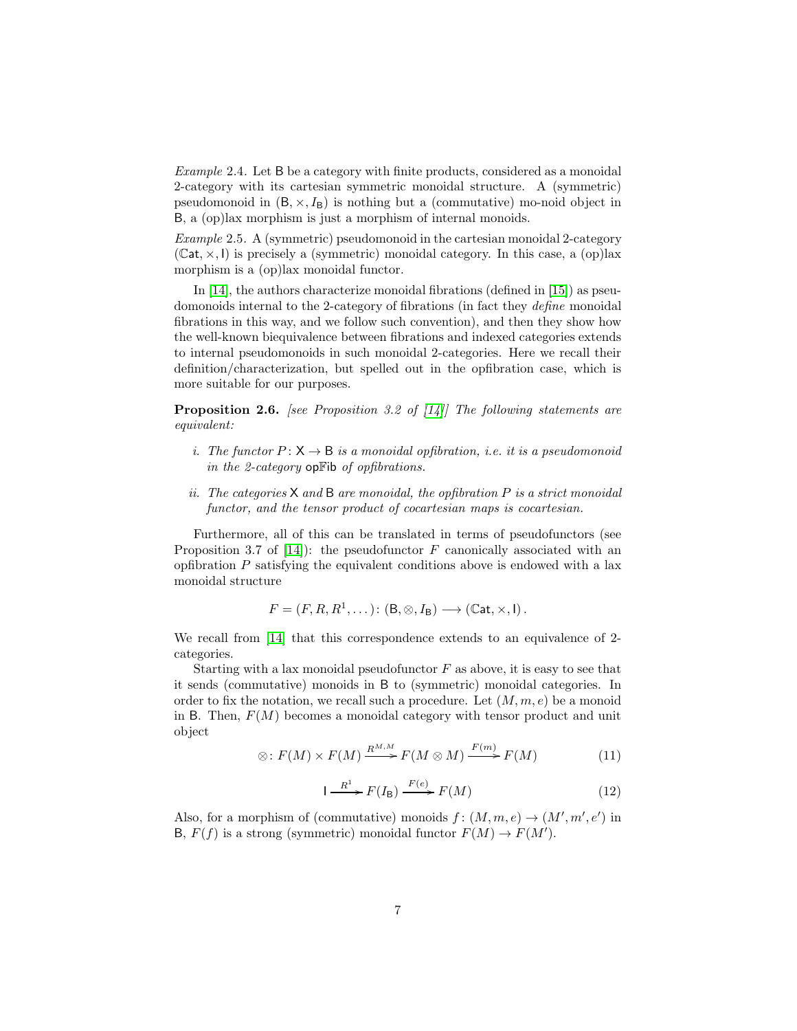*Example* 2.4. Let $\mathsf{B}$ be a category with finite products, considered as a monoidal 2-category with its cartesian symmetric monoidal structure. A (symmetric) pseudomonoid in $(\mathsf{B}, \times, I_{\mathsf{B}})$ is nothing but a (commutative) mo-noid object in $\mathsf{B}$, a (op)lax morphism is just a morphism of internal monoids.

*Example* 2.5. A (symmetric) pseudomonoid in the cartesian monoidal 2-category $(\mathbb{C}\mathsf{at}, \times, \mathsf{I})$ is precisely a (symmetric) monoidal category. In this case, a (op)lax morphism is a (op)lax monoidal functor.

In [14], the authors characterize monoidal fibrations (defined in [15]) as pseudomonoids internal to the 2-category of fibrations (in fact they *define* monoidal fibrations in this way, and we follow such convention), and then they show how the well-known biequivalence between fibrations and indexed categories extends to internal pseudomonoids in such monoidal 2-categories. Here we recall their definition/characterization, but spelled out in the opfibration case, which is more suitable for our purposes.

**Proposition 2.6.** *[see Proposition 3.2 of [14]] The following statements are equivalent:*

*i. The functor $P \colon \mathsf{X} \to \mathsf{B}$ is a monoidal opfibration, i.e. it is a pseudomonoid in the 2-category $\mathsf{op}\mathbb{F}\mathsf{ib}$ of opfibrations.*

*ii. The categories $\mathsf{X}$ and $\mathsf{B}$ are monoidal, the opfibration $P$ is a strict monoidal functor, and the tensor product of cocartesian maps is cocartesian.*

Furthermore, all of this can be translated in terms of pseudofunctors (see Proposition 3.7 of [14]): the pseudofunctor $F$ canonically associated with an opfibration $P$ satisfying the equivalent conditions above is endowed with a lax monoidal structure

$$F = (F, R, R^1, \dots) \colon (\mathsf{B}, \otimes, I_{\mathsf{B}}) \longrightarrow (\mathbb{C}\mathsf{at}, \times, \mathsf{I}).$$

We recall from [14] that this correspondence extends to an equivalence of 2-categories.

Starting with a lax monoidal pseudofunctor $F$ as above, it is easy to see that it sends (commutative) monoids in $\mathsf{B}$ to (symmetric) monoidal categories. In order to fix the notation, we recall such a procedure. Let $(M, m, e)$ be a monoid in $\mathsf{B}$. Then, $F(M)$ becomes a monoidal category with tensor product and unit object

$$\otimes \colon F(M) \times F(M) \xrightarrow{R^{M,M}} F(M \otimes M) \xrightarrow{F(m)} F(M) \tag{11}$$

$$\mathsf{I} \xrightarrow{R^1} F(I_{\mathsf{B}}) \xrightarrow{F(e)} F(M) \tag{12}$$

Also, for a morphism of (commutative) monoids $f \colon (M, m, e) \to (M', m', e')$ in $\mathsf{B}$, $F(f)$ is a strong (symmetric) monoidal functor $F(M) \to F(M')$.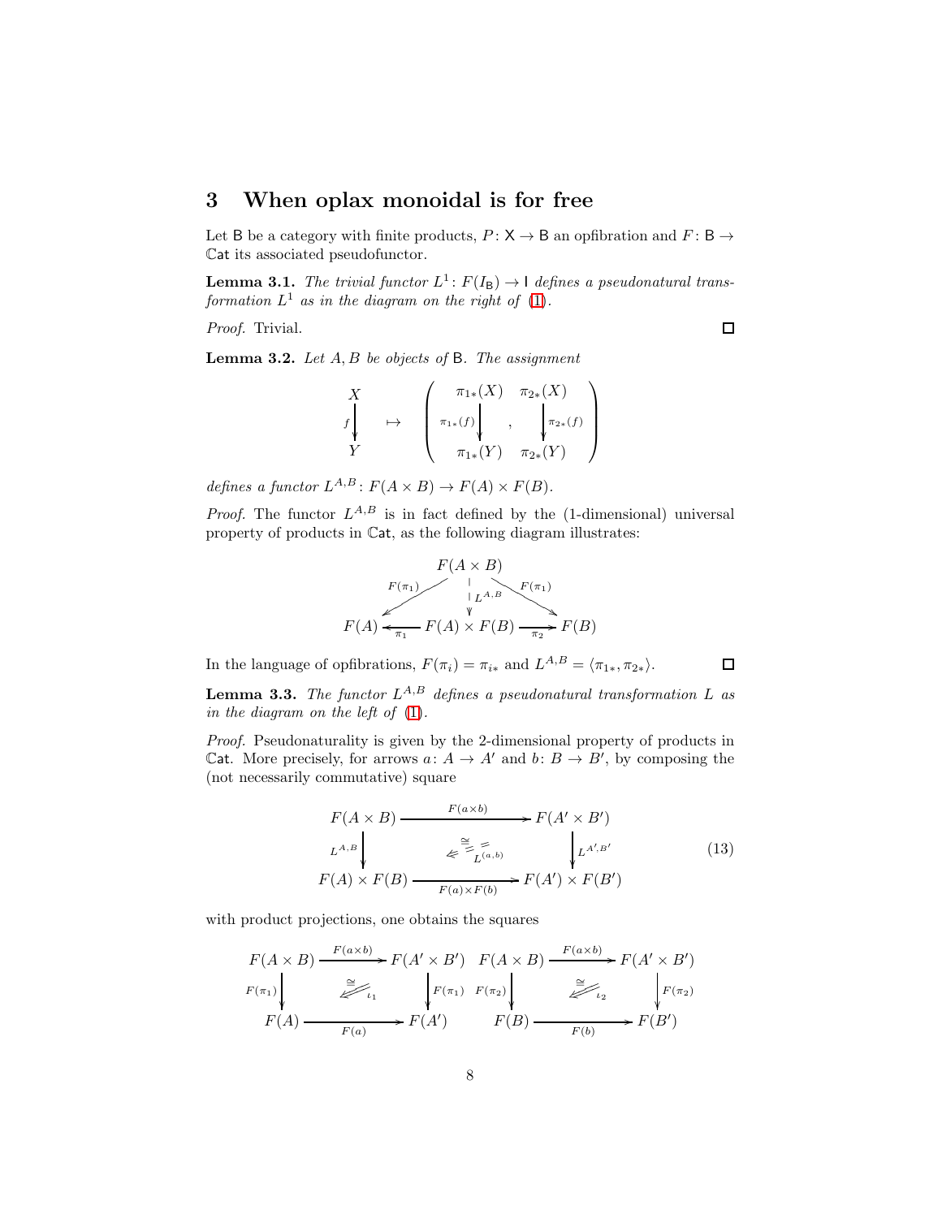## 3 When oplax monoidal is for free

Let $\mathsf{B}$ be a category with finite products, $P\colon \mathsf{X} \to \mathsf{B}$ an opfibration and $F\colon \mathsf{B} \to \mathbb{C}\mathsf{at}$ its associated pseudofunctor.

**Lemma 3.1.** *The trivial functor $L^1\colon F(I_{\mathsf{B}}) \to \mathsf{I}$ defines a pseudonatural transformation $L^1$ as in the diagram on the right of (1).*

*Proof.* Trivial. ∎

**Lemma 3.2.** *Let $A, B$ be objects of $\mathsf{B}$. The assignment*

$$\begin{array}{c} X \\ {\scriptstyle f}\big\downarrow \\ Y \end{array} \quad \mapsto \quad \left( \begin{array}{c} \pi_{1*}(X) \\ {\scriptstyle \pi_{1*}(f)}\big\downarrow \\ \pi_{1*}(Y) \end{array} \quad , \quad \begin{array}{c} \pi_{2*}(X) \\ \big\downarrow{\scriptstyle \pi_{2*}(f)} \\ \pi_{2*}(Y) \end{array} \right)$$

*defines a functor $L^{A,B}\colon F(A \times B) \to F(A) \times F(B)$.*

*Proof.* The functor $L^{A,B}$ is in fact defined by the (1-dimensional) universal property of products in $\mathbb{C}\mathsf{at}$, as the following diagram illustrates:

$$\begin{array}{ccccc} & & F(A \times B) & & \\ & {\scriptstyle F(\pi_1)}\swarrow & \big\downarrow{\scriptstyle L^{A,B}} & \searrow{\scriptstyle F(\pi_1)} & \\ F(A) & \xleftarrow{\pi_1} & F(A) \times F(B) & \xrightarrow{\pi_2} & F(B) \end{array}$$

In the language of opfibrations, $F(\pi_i) = \pi_{i*}$ and $L^{A,B} = \langle \pi_{1*}, \pi_{2*} \rangle$. ∎

**Lemma 3.3.** *The functor $L^{A,B}$ defines a pseudonatural transformation $L$ as in the diagram on the left of (1).*

*Proof.* Pseudonaturality is given by the 2-dimensional property of products in $\mathbb{C}\mathsf{at}$. More precisely, for arrows $a\colon A \to A'$ and $b\colon B \to B'$, by composing the (not necessarily commutative) square

$$\begin{array}{ccc} F(A \times B) & \xrightarrow{F(a \times b)} & F(A' \times B') \\ {\scriptstyle L^{A,B}}\big\downarrow & \overset{\cong}{\Leftarrow}\ {\scriptstyle L^{(a,b)}} & \big\downarrow{\scriptstyle L^{A',B'}} \\ F(A) \times F(B) & \xrightarrow[F(a) \times F(b)]{} & F(A') \times F(B') \end{array} \tag{13}$$

with product projections, one obtains the squares

$$\begin{array}{ccc} F(A \times B) & \xrightarrow{F(a \times b)} & F(A' \times B') \\ {\scriptstyle F(\pi_1)}\big\downarrow & \overset{\cong}{\Leftarrow}\ {\scriptstyle \iota_1} & \big\downarrow{\scriptstyle F(\pi_1)} \\ F(A) & \xrightarrow[F(a)]{} & F(A') \end{array} \qquad \begin{array}{ccc} F(A \times B) & \xrightarrow{F(a \times b)} & F(A' \times B') \\ {\scriptstyle F(\pi_2)}\big\downarrow & \overset{\cong}{\Leftarrow}\ {\scriptstyle \iota_2} & \big\downarrow{\scriptstyle F(\pi_2)} \\ F(B) & \xrightarrow[F(b)]{} & F(B') \end{array}$$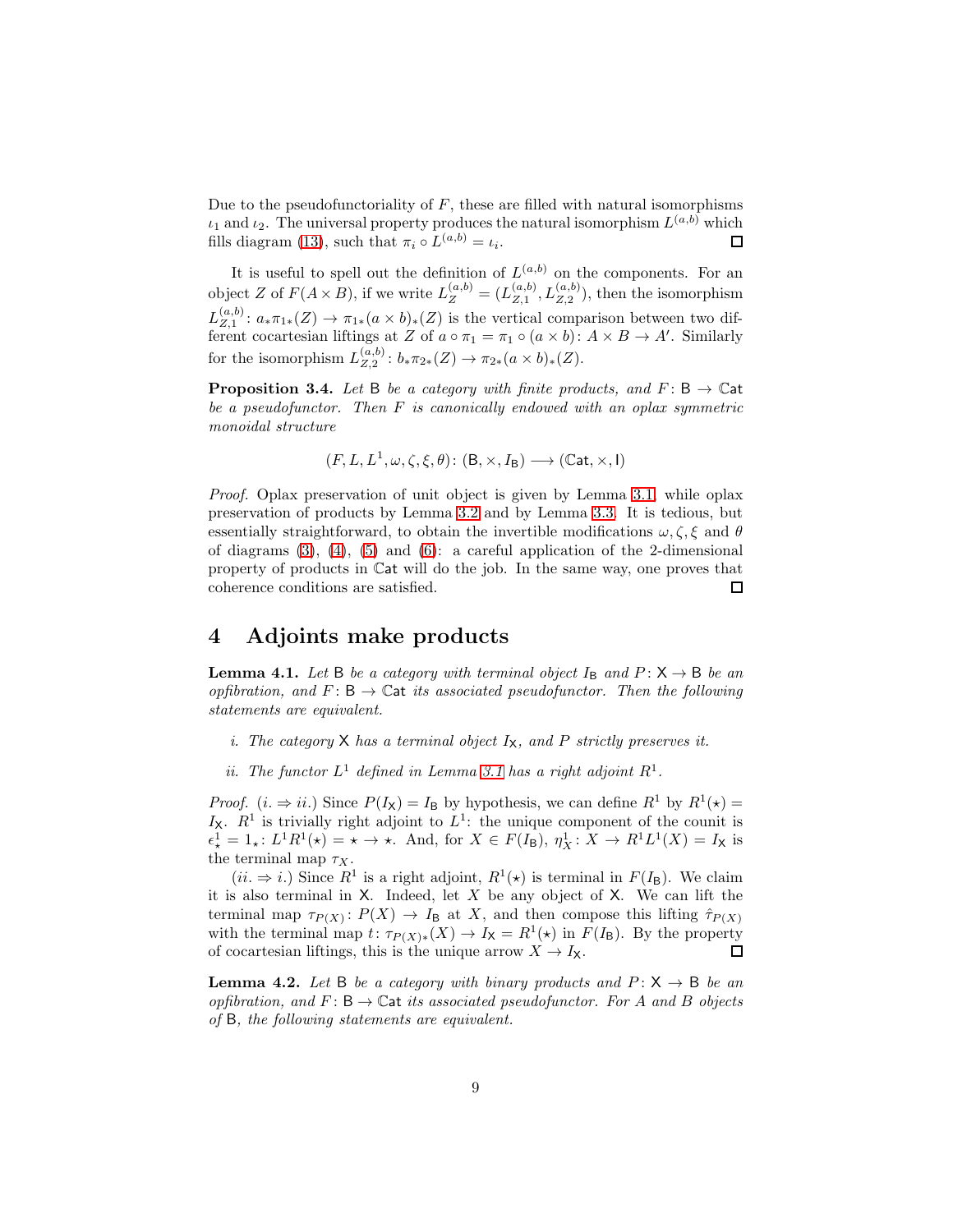Due to the pseudofunctoriality of $F$, these are filled with natural isomorphisms $\iota_1$ and $\iota_2$. The universal property produces the natural isomorphism $L^{(a,b)}$ which fills diagram (13), such that $\pi_i \circ L^{(a,b)} = \iota_i$. ☐

It is useful to spell out the definition of $L^{(a,b)}$ on the components. For an object $Z$ of $F(A \times B)$, if we write $L^{(a,b)}_Z = (L^{(a,b)}_{Z,1}, L^{(a,b)}_{Z,2})$, then the isomorphism $L^{(a,b)}_{Z,1} \colon a_* \pi_{1*}(Z) \to \pi_{1*}(a \times b)_*(Z)$ is the vertical comparison between two different cocartesian liftings at $Z$ of $a \circ \pi_1 = \pi_1 \circ (a \times b) \colon A \times B \to A'$. Similarly for the isomorphism $L^{(a,b)}_{Z,2} \colon b_* \pi_{2*}(Z) \to \pi_{2*}(a \times b)_*(Z)$.

**Proposition 3.4.** *Let $\mathsf{B}$ be a category with finite products, and $F \colon \mathsf{B} \to \mathbb{C}\mathsf{at}$ be a pseudofunctor. Then $F$ is canonically endowed with an oplax symmetric monoidal structure*

$$(F, L, L^1, \omega, \zeta, \xi, \theta) \colon (\mathsf{B}, \times, I_{\mathsf{B}}) \longrightarrow (\mathbb{C}\mathsf{at}, \times, \mathsf{I})$$

*Proof.* Oplax preservation of unit object is given by Lemma 3.1, while oplax preservation of products by Lemma 3.2 and by Lemma 3.3. It is tedious, but essentially straightforward, to obtain the invertible modifications $\omega, \zeta, \xi$ and $\theta$ of diagrams (3), (4), (5) and (6): a careful application of the 2-dimensional property of products in $\mathbb{C}\mathsf{at}$ will do the job. In the same way, one proves that coherence conditions are satisfied. ☐

## 4 Adjoints make products

**Lemma 4.1.** *Let $\mathsf{B}$ be a category with terminal object $I_{\mathsf{B}}$ and $P \colon \mathsf{X} \to \mathsf{B}$ be an opfibration, and $F \colon \mathsf{B} \to \mathbb{C}\mathsf{at}$ its associated pseudofunctor. Then the following statements are equivalent.*

*i. The category $\mathsf{X}$ has a terminal object $I_{\mathsf{X}}$, and $P$ strictly preserves it.*

*ii. The functor $L^1$ defined in Lemma 3.1 has a right adjoint $R^1$.*

*Proof.* ($i. \Rightarrow ii.$) Since $P(I_{\mathsf{X}}) = I_{\mathsf{B}}$ by hypothesis, we can define $R^1$ by $R^1(\star) = I_{\mathsf{X}}$. $R^1$ is trivially right adjoint to $L^1$: the unique component of the counit is $\epsilon^1_\star = 1_\star \colon L^1 R^1(\star) = \star \to \star$. And, for $X \in F(I_{\mathsf{B}})$, $\eta^1_X \colon X \to R^1 L^1(X) = I_{\mathsf{X}}$ is the terminal map $\tau_X$.

($ii. \Rightarrow i.$) Since $R^1$ is a right adjoint, $R^1(\star)$ is terminal in $F(I_{\mathsf{B}})$. We claim it is also terminal in $\mathsf{X}$. Indeed, let $X$ be any object of $\mathsf{X}$. We can lift the terminal map $\tau_{P(X)} \colon P(X) \to I_{\mathsf{B}}$ at $X$, and then compose this lifting $\hat{\tau}_{P(X)}$ with the terminal map $t \colon \tau_{P(X)*}(X) \to I_{\mathsf{X}} = R^1(\star)$ in $F(I_{\mathsf{B}})$. By the property of cocartesian liftings, this is the unique arrow $X \to I_{\mathsf{X}}$. ☐

**Lemma 4.2.** *Let $\mathsf{B}$ be a category with binary products and $P \colon \mathsf{X} \to \mathsf{B}$ be an opfibration, and $F \colon \mathsf{B} \to \mathbb{C}\mathsf{at}$ its associated pseudofunctor. For $A$ and $B$ objects of $\mathsf{B}$, the following statements are equivalent.*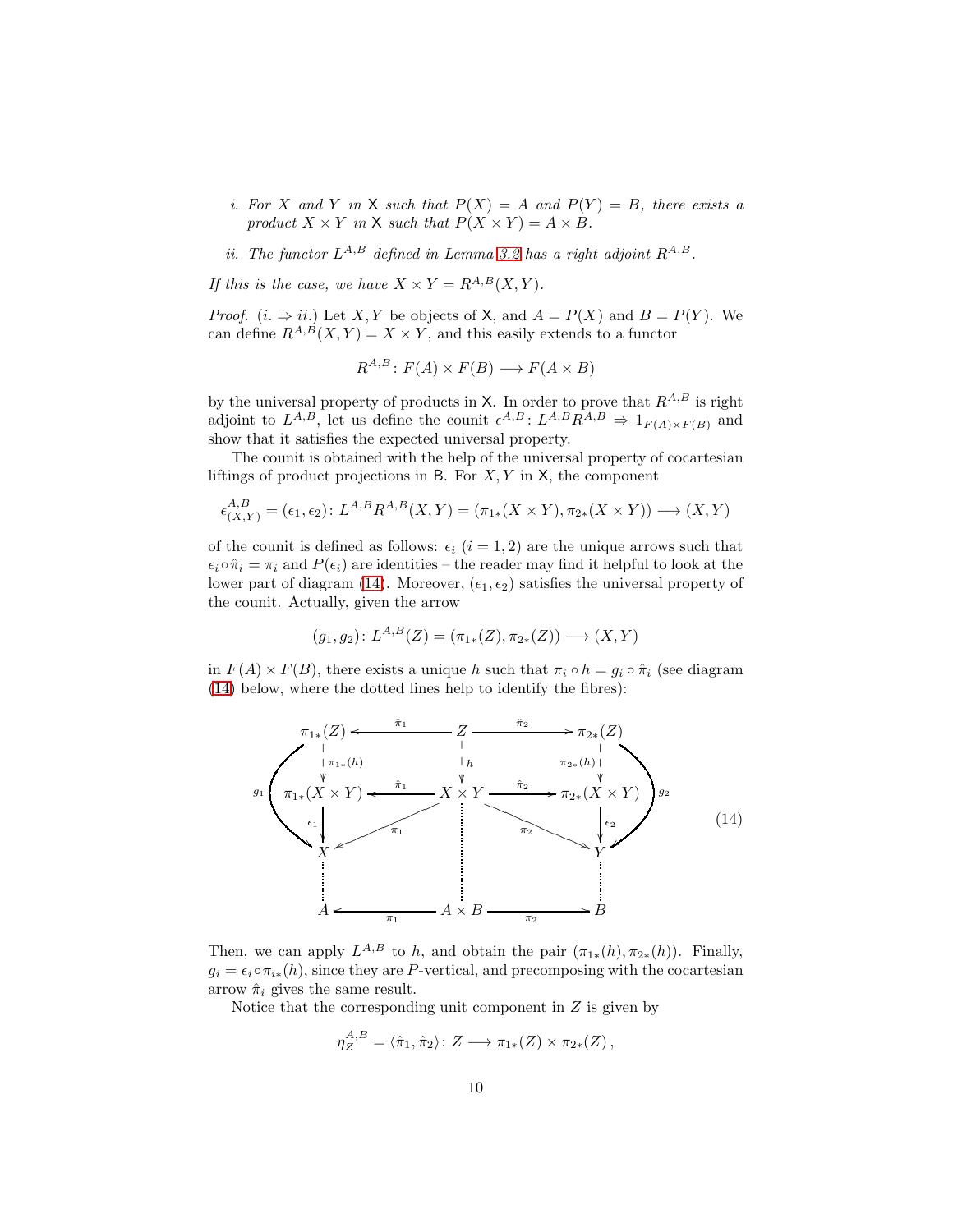*i. For $X$ and $Y$ in $\mathsf{X}$ such that $P(X) = A$ and $P(Y) = B$, there exists a product $X \times Y$ in $\mathsf{X}$ such that $P(X \times Y) = A \times B$.*

*ii. The functor $L^{A,B}$ defined in Lemma 3.2 has a right adjoint $R^{A,B}$.*

*If this is the case, we have $X \times Y = R^{A,B}(X,Y)$.*

*Proof.* ($i. \Rightarrow ii.$) Let $X, Y$ be objects of $\mathsf{X}$, and $A = P(X)$ and $B = P(Y)$. We can define $R^{A,B}(X,Y) = X \times Y$, and this easily extends to a functor

$$R^{A,B} \colon F(A) \times F(B) \longrightarrow F(A \times B)$$

by the universal property of products in $\mathsf{X}$. In order to prove that $R^{A,B}$ is right adjoint to $L^{A,B}$, let us define the counit $\epsilon^{A,B} \colon L^{A,B} R^{A,B} \Rightarrow 1_{F(A) \times F(B)}$ and show that it satisfies the expected universal property.

The counit is obtained with the help of the universal property of cocartesian liftings of product projections in $\mathsf{B}$. For $X, Y$ in $\mathsf{X}$, the component

$$\epsilon^{A,B}_{(X,Y)} = (\epsilon_1, \epsilon_2) \colon L^{A,B} R^{A,B}(X,Y) = (\pi_{1*}(X \times Y), \pi_{2*}(X \times Y)) \longrightarrow (X,Y)$$

of the counit is defined as follows: $\epsilon_i$ ($i = 1,2$) are the unique arrows such that $\epsilon_i \circ \hat{\pi}_i = \pi_i$ and $P(\epsilon_i)$ are identities – the reader may find it helpful to look at the lower part of diagram (14). Moreover, $(\epsilon_1, \epsilon_2)$ satisfies the universal property of the counit. Actually, given the arrow

$$(g_1, g_2) \colon L^{A,B}(Z) = (\pi_{1*}(Z), \pi_{2*}(Z)) \longrightarrow (X,Y)$$

in $F(A) \times F(B)$, there exists a unique $h$ such that $\pi_i \circ h = g_i \circ \hat{\pi}_i$ (see diagram (14) below, where the dotted lines help to identify the fibres):

$$\begin{array}{ccccc}
\pi_{1*}(Z) & \xleftarrow{\hat{\pi}_1} & Z & \xrightarrow{\hat{\pi}_2} & \pi_{2*}(Z) \\
\downarrow{\scriptstyle \pi_{1*}(h)} & & \downarrow{\scriptstyle h} & & \downarrow{\scriptstyle \pi_{2*}(h)} \\
\pi_{1*}(X \times Y) & \xleftarrow{\hat{\pi}_1} & X \times Y & \xrightarrow{\hat{\pi}_2} & \pi_{2*}(X \times Y) \\
\downarrow{\scriptstyle \epsilon_1} & \swarrow{\scriptstyle \pi_1} & \vdots & \searrow{\scriptstyle \pi_2} & \downarrow{\scriptstyle \epsilon_2} \\
X & & & & Y \\
\vdots & & & & \vdots \\
A & \xleftarrow{\pi_1} & A \times B & \xrightarrow{\pi_2} & B
\end{array} \qquad (14)$$

(with curved arrows $g_1 \colon \pi_{1*}(Z) \to X$ and $g_2 \colon \pi_{2*}(Z) \to Y$)

Then, we can apply $L^{A,B}$ to $h$, and obtain the pair $(\pi_{1*}(h), \pi_{2*}(h))$. Finally, $g_i = \epsilon_i \circ \pi_{i*}(h)$, since they are $P$-vertical, and precomposing with the cocartesian arrow $\hat{\pi}_i$ gives the same result.

Notice that the corresponding unit component in $Z$ is given by

$$\eta^{A,B}_Z = \langle \hat{\pi}_1, \hat{\pi}_2 \rangle \colon Z \longrightarrow \pi_{1*}(Z) \times \pi_{2*}(Z),$$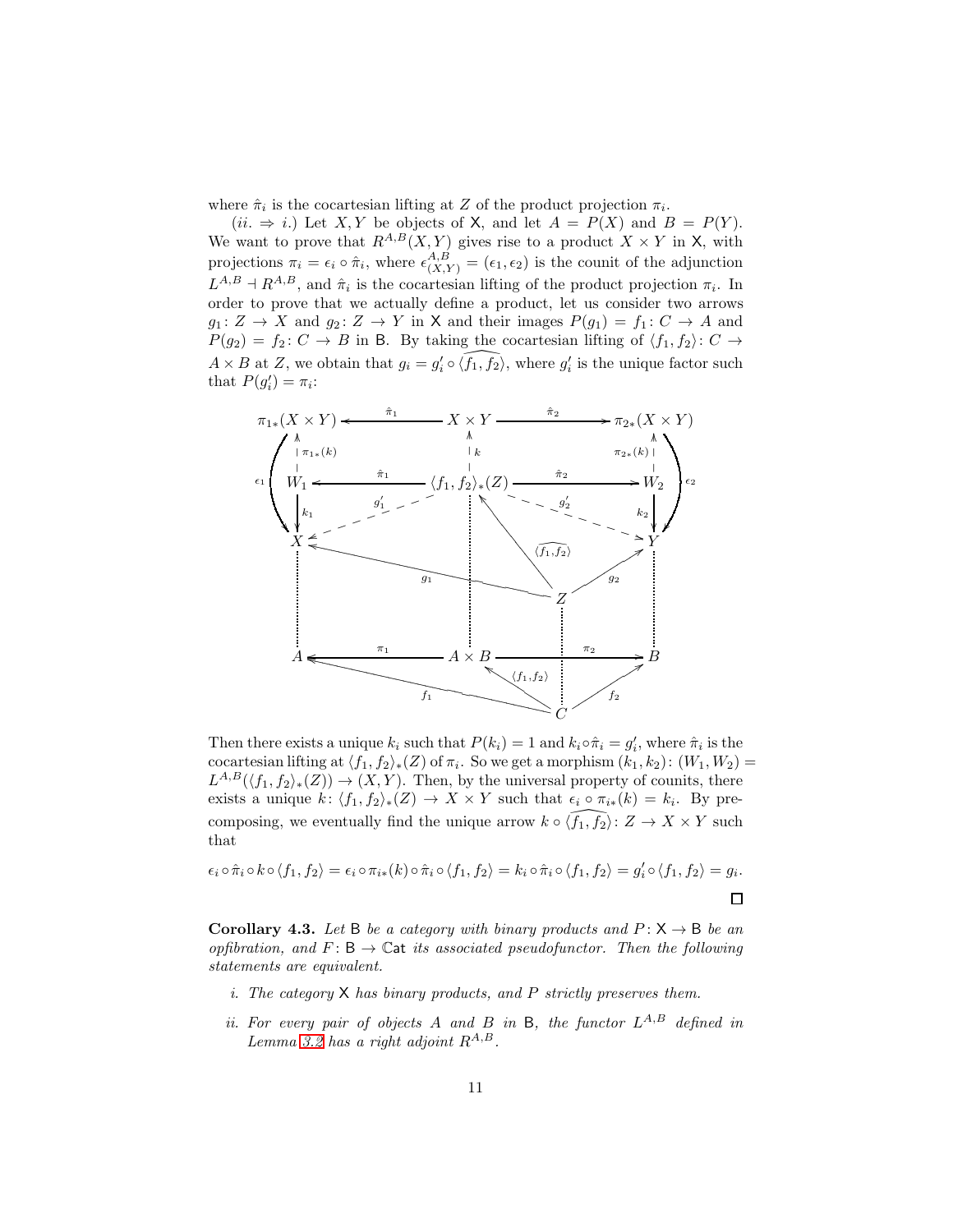where $\hat{\pi}_i$ is the cocartesian lifting at $Z$ of the product projection $\pi_i$.

($ii. \Rightarrow i.$) Let $X, Y$ be objects of $\mathsf{X}$, and let $A = P(X)$ and $B = P(Y)$. We want to prove that $R^{A,B}(X,Y)$ gives rise to a product $X \times Y$ in $\mathsf{X}$, with projections $\pi_i = \epsilon_i \circ \hat{\pi}_i$, where $\epsilon^{A,B}_{(X,Y)} = (\epsilon_1, \epsilon_2)$ is the counit of the adjunction $L^{A,B} \dashv R^{A,B}$, and $\hat{\pi}_i$ is the cocartesian lifting of the product projection $\pi_i$. In order to prove that we actually define a product, let us consider two arrows $g_1 \colon Z \to X$ and $g_2 \colon Z \to Y$ in $\mathsf{X}$ and their images $P(g_1) = f_1 \colon C \to A$ and $P(g_2) = f_2 \colon C \to B$ in $\mathsf{B}$. By taking the cocartesian lifting of $\langle f_1, f_2 \rangle \colon C \to A \times B$ at $Z$, we obtain that $g_i = g_i' \circ \widehat{\langle f_1, f_2 \rangle}$, where $g_i'$ is the unique factor such that $P(g_i') = \pi_i$:

$$
\begin{array}{ccccc}
\pi_{1*}(X\times Y) & \xleftarrow{\hat{\pi}_1} & X \times Y & \xrightarrow{\hat{\pi}_2} & \pi_{2*}(X\times Y) \\
\uparrow \pi_{1*}(k) & & \uparrow k & & \uparrow \pi_{2*}(k) \\
W_1 & \xleftarrow{\hat{\pi}_1} & \langle f_1, f_2\rangle_*(Z) & \xrightarrow{\hat{\pi}_2} & W_2 \\
\downarrow k_1 & \swarrow g_1' & \uparrow \widehat{\langle f_1,f_2\rangle} & g_2' \searrow & \downarrow k_2 \\
X & \xleftarrow{g_1} & Z & \xrightarrow{g_2} & Y \\
\vdots & & \vdots & & \vdots \\
A & \xleftarrow{\pi_1} & A \times B & \xrightarrow{\pi_2} & B \\
& \nwarrow f_1 & \uparrow \langle f_1,f_2\rangle & f_2 \nearrow & \\
& & C & &
\end{array}
$$

(with $\epsilon_1 \colon \pi_{1*}(X\times Y) \to X$ and $\epsilon_2 \colon \pi_{2*}(X\times Y) \to Y$)

Then there exists a unique $k_i$ such that $P(k_i) = 1$ and $k_i \circ \hat{\pi}_i = g_i'$, where $\hat{\pi}_i$ is the cocartesian lifting at $\langle f_1, f_2 \rangle_*(Z)$ of $\pi_i$. So we get a morphism $(k_1, k_2) \colon (W_1, W_2) = L^{A,B}(\langle f_1, f_2 \rangle_*(Z)) \to (X, Y)$. Then, by the universal property of counits, there exists a unique $k \colon \langle f_1, f_2 \rangle_*(Z) \to X \times Y$ such that $\epsilon_i \circ \pi_{i*}(k) = k_i$. By precomposing, we eventually find the unique arrow $k \circ \widehat{\langle f_1, f_2 \rangle} \colon Z \to X \times Y$ such that

$$\epsilon_i \circ \hat{\pi}_i \circ k \circ \langle f_1, f_2 \rangle = \epsilon_i \circ \pi_{i*}(k) \circ \hat{\pi}_i \circ \langle f_1, f_2 \rangle = k_i \circ \hat{\pi}_i \circ \langle f_1, f_2 \rangle = g_i' \circ \langle f_1, f_2 \rangle = g_i.$$

$\square$

**Corollary 4.3.** *Let $\mathsf{B}$ be a category with binary products and $P \colon \mathsf{X} \to \mathsf{B}$ be an opfibration, and $F \colon \mathsf{B} \to \mathbb{C}\mathsf{at}$ its associated pseudofunctor. Then the following statements are equivalent.*

*i. The category $\mathsf{X}$ has binary products, and $P$ strictly preserves them.*

*ii. For every pair of objects $A$ and $B$ in $\mathsf{B}$, the functor $L^{A,B}$ defined in Lemma 3.2 has a right adjoint $R^{A,B}$.*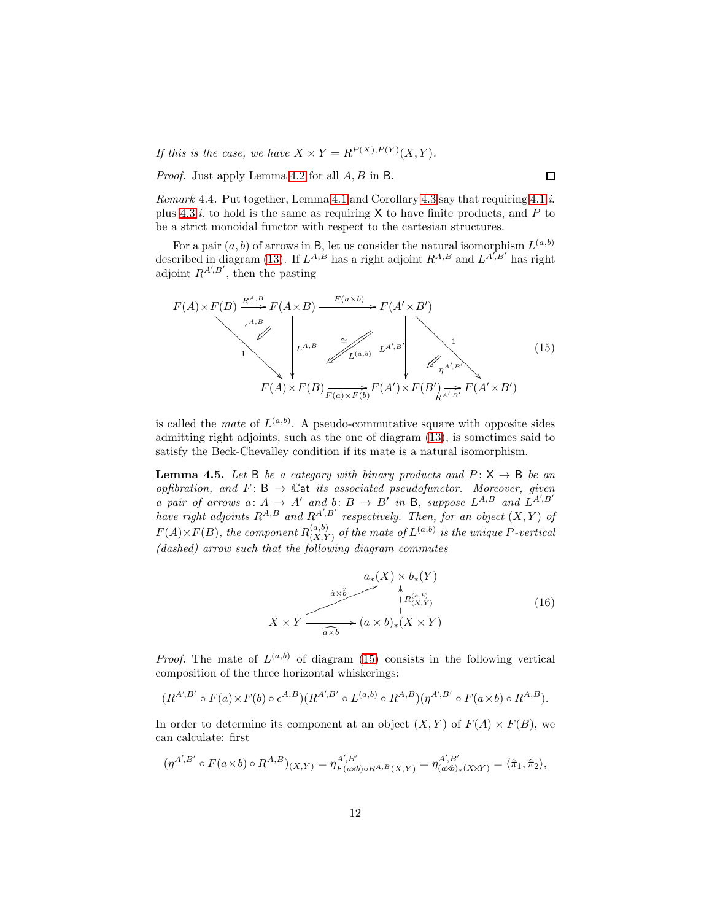*If this is the case, we have $X \times Y = R^{P(X),P(Y)}(X,Y)$.*

*Proof.* Just apply Lemma 4.2 for all $A, B$ in $\mathsf{B}$. $\square$

*Remark* 4.4. Put together, Lemma 4.1 and Corollary 4.3 say that requiring 4.1 *i.* plus 4.3 *i.* to hold is the same as requiring $\mathsf{X}$ to have finite products, and $P$ to be a strict monoidal functor with respect to the cartesian structures.

For a pair $(a,b)$ of arrows in $\mathsf{B}$, let us consider the natural isomorphism $L^{(a,b)}$ described in diagram (13). If $L^{A,B}$ has a right adjoint $R^{A,B}$ and $L^{A',B'}$ has right adjoint $R^{A',B'}$, then the pasting

$$
\begin{array}{ccccccc}
F(A)\times F(B) & \xrightarrow{R^{A,B}} & F(A\times B) & \xrightarrow{F(a\times b)} & F(A'\times B') & & \\
 & \searrow^{1} \;\; \Swarrow \epsilon^{A,B} & \big\downarrow L^{A,B} & \overset{\cong}{\Swarrow} L^{(a,b)} & \big\downarrow L^{A',B'} & \Swarrow \eta^{A',B'} \;\; \searrow^{1} & \\
 & & F(A)\times F(B) & \xrightarrow[F(a)\times F(b)]{} & F(A')\times F(B') & \xrightarrow[R^{A',B'}]{} & F(A'\times B')
\end{array}
\tag{15}
$$

is called the *mate* of $L^{(a,b)}$. A pseudo-commutative square with opposite sides admitting right adjoints, such as the one of diagram (13), is sometimes said to satisfy the Beck-Chevalley condition if its mate is a natural isomorphism.

**Lemma 4.5.** *Let $\mathsf{B}$ be a category with binary products and $P\colon \mathsf{X} \to \mathsf{B}$ be an opfibration, and $F\colon \mathsf{B} \to \mathbb{C}\mathsf{at}$ its associated pseudofunctor. Moreover, given a pair of arrows $a\colon A \to A'$ and $b\colon B \to B'$ in $\mathsf{B}$, suppose $L^{A,B}$ and $L^{A',B'}$ have right adjoints $R^{A,B}$ and $R^{A',B'}$ respectively. Then, for an object $(X,Y)$ of $F(A)\times F(B)$, the component $R^{(a,b)}_{(X,Y)}$ of the mate of $L^{(a,b)}$ is the unique $P$-vertical (dashed) arrow such that the following diagram commutes*

$$
\begin{array}{ccc}
 & & a_*(X)\times b_*(Y) \\
 & \nearrow^{\hat{a}\times\hat{b}} & \big\uparrow R^{(a,b)}_{(X,Y)} \\
X\times Y & \xrightarrow[\widehat{a\times b}]{} & (a\times b)_*(X\times Y)
\end{array}
\tag{16}
$$

*Proof.* The mate of $L^{(a,b)}$ of diagram (15) consists in the following vertical composition of the three horizontal whiskerings:

$$(R^{A',B'}\circ F(a)\times F(b)\circ \epsilon^{A,B})(R^{A',B'}\circ L^{(a,b)}\circ R^{A,B})(\eta^{A',B'}\circ F(a\times b)\circ R^{A,B}).$$

In order to determine its component at an object $(X,Y)$ of $F(A)\times F(B)$, we can calculate: first

$$(\eta^{A',B'}\circ F(a\times b)\circ R^{A,B})_{(X,Y)} = \eta^{A',B'}_{F(a\times b)\circ R^{A,B}(X,Y)} = \eta^{A',B'}_{(a\times b)_*(X\times Y)} = \langle \hat{\pi}_1, \hat{\pi}_2\rangle,$$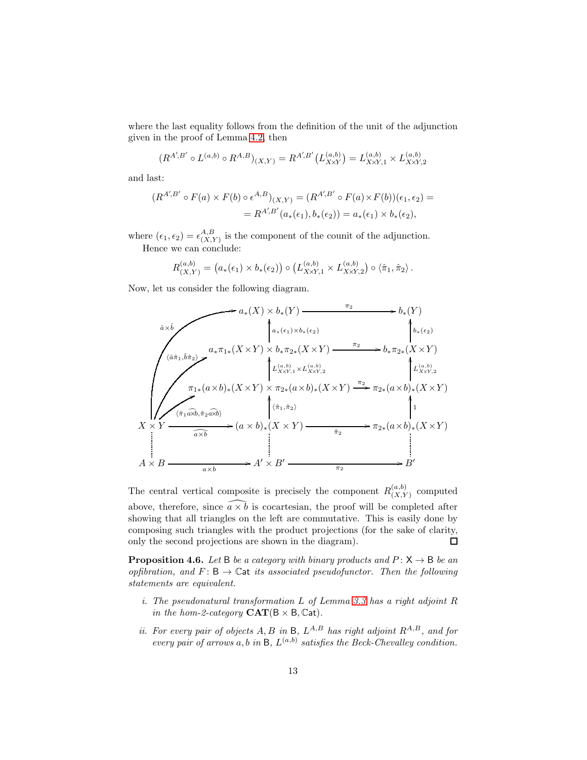where the last equality follows from the definition of the unit of the adjunction given in the proof of Lemma 4.2, then

$$(R^{A',B'} \circ L^{(a,b)} \circ R^{A,B})_{(X,Y)} = R^{A',B'}\big(L^{(a,b)}_{X\times Y}\big) = L^{(a,b)}_{X\times Y,1} \times L^{(a,b)}_{X\times Y,2}$$

and last:

$$\begin{aligned}(R^{A',B'} \circ F(a) \times F(b) \circ \epsilon^{A,B})_{(X,Y)} &= (R^{A',B'} \circ F(a) \times F(b))(\epsilon_1, \epsilon_2) = \\ &= R^{A',B'}(a_*(\epsilon_1), b_*(\epsilon_2)) = a_*(\epsilon_1) \times b_*(\epsilon_2),\end{aligned}$$

where $(\epsilon_1, \epsilon_2) = \epsilon^{A,B}_{(X,Y)}$ is the component of the counit of the adjunction.

Hence we can conclude:

$$R^{(a,b)}_{(X,Y)} = \big(a_*(\epsilon_1) \times b_*(\epsilon_2)\big) \circ \big(L^{(a,b)}_{X\times Y,1} \times L^{(a,b)}_{X\times Y,2}\big) \circ \langle \hat\pi_1, \hat\pi_2\rangle\,.$$

Now, let us consider the following diagram.

$$\begin{array}{ccccc}
 & & a_*(X) \times b_*(Y) & \xrightarrow{\pi_2} & b_*(Y) \\
 & & \uparrow{\scriptstyle a_*(\epsilon_1)\times b_*(\epsilon_2)} & & \uparrow{\scriptstyle b_*(\epsilon_2)} \\
 & & a_*\pi_{1*}(X\times Y) \times b_*\pi_{2*}(X\times Y) & \xrightarrow{\pi_2} & b_*\pi_{2*}(X\times Y) \\
 & & \uparrow{\scriptstyle L^{(a,b)}_{X\times Y,1}\times L^{(a,b)}_{X\times Y,2}} & & \uparrow{\scriptstyle L^{(a,b)}_{X\times Y,2}} \\
 & & \pi_{1*}(a\times b)_*(X\times Y) \times \pi_{2*}(a\times b)_*(X\times Y) & \xrightarrow{\pi_2} & \pi_{2*}(a\times b)_*(X\times Y) \\
 & & \uparrow{\scriptstyle \langle\hat\pi_1,\hat\pi_2\rangle} & & \uparrow{\scriptstyle 1} \\
X\times Y & \xrightarrow[\widehat{a\times b}]{} & (a\times b)_*(X\times Y) & \xrightarrow{\hat\pi_2} & \pi_{2*}(a\times b)_*(X\times Y) \\
\vdots & & \vdots & & \vdots \\
A\times B & \xrightarrow[a\times b]{} & A'\times B' & \xrightarrow[\pi_2]{} & B'
\end{array}$$

(with curved arrows from $X\times Y$ labelled $\hat a\times\hat b$ to $a_*(X)\times b_*(Y)$, $\langle \hat a\hat\pi_1, \hat b\hat\pi_2\rangle$ to $a_*\pi_{1*}(X\times Y)\times b_*\pi_{2*}(X\times Y)$, and $\langle \hat\pi_1\widehat{a\times b}, \hat\pi_2\widehat{a\times b}\rangle$ to $\pi_{1*}(a\times b)_*(X\times Y)\times\pi_{2*}(a\times b)_*(X\times Y)$)

The central vertical composite is precisely the component $R^{(a,b)}_{(X,Y)}$ computed above, therefore, since $\widehat{a\times b}$ is cocartesian, the proof will be completed after showing that all triangles on the left are commutative. This is easily done by composing such triangles with the product projections (for the sake of clarity, only the second projections are shown in the diagram). □

**Proposition 4.6.** *Let* $\mathsf{B}$ *be a category with binary products and* $P\colon \mathsf{X} \to \mathsf{B}$ *be an opfibration, and* $F\colon \mathsf{B} \to \mathbb{C}\mathsf{at}$ *its associated pseudofunctor. Then the following statements are equivalent.*

*i. The pseudonatural transformation* $L$ *of Lemma 3.3 has a right adjoint* $R$ *in the hom-2-category* $\mathbf{CAT}(\mathsf{B}\times\mathsf{B}, \mathbb{C}\mathsf{at})$*.*

*ii. For every pair of objects* $A, B$ *in* $\mathsf{B}$*,* $L^{A,B}$ *has right adjoint* $R^{A,B}$*, and for every pair of arrows* $a, b$ *in* $\mathsf{B}$*,* $L^{(a,b)}$ *satisfies the Beck-Chevalley condition.*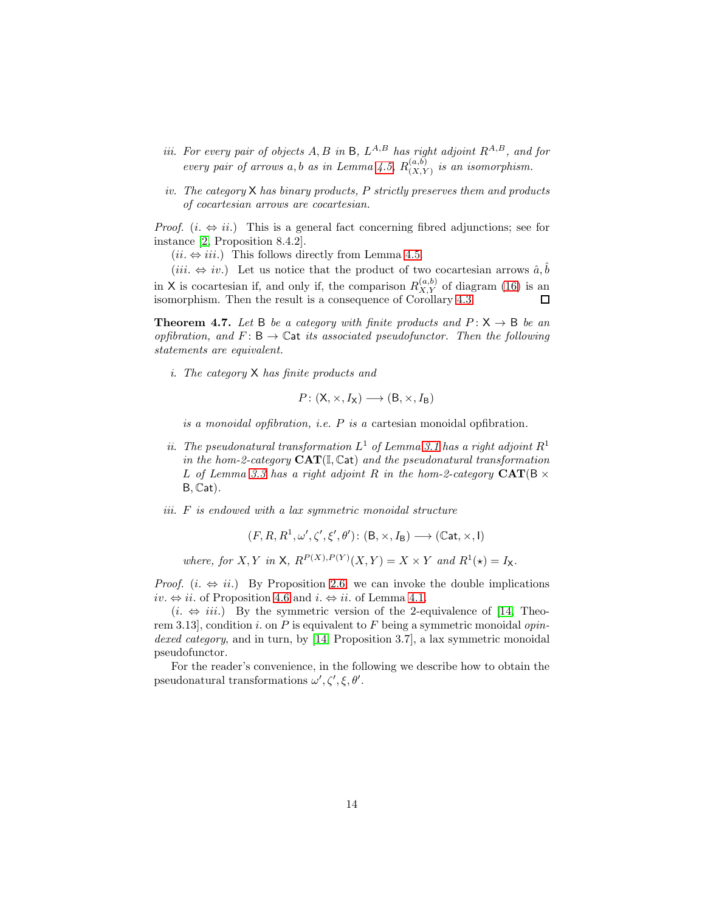*iii.* *For every pair of objects $A, B$ in $\mathsf{B}$, $L^{A,B}$ has right adjoint $R^{A,B}$, and for every pair of arrows $a, b$ as in Lemma 4.5, $R^{(a,b)}_{(X,Y)}$ is an isomorphism.*

*iv.* *The category $\mathsf{X}$ has binary products, $P$ strictly preserves them and products of cocartesian arrows are cocartesian.*

*Proof.* ($i. \Leftrightarrow ii.$) This is a general fact concerning fibred adjunctions; see for instance [2, Proposition 8.4.2].

($ii. \Leftrightarrow iii.$) This follows directly from Lemma 4.5.

($iii. \Leftrightarrow iv.$) Let us notice that the product of two cocartesian arrows $\hat{a}, \hat{b}$ in $\mathsf{X}$ is cocartesian if, and only if, the comparison $R^{(a,b)}_{X,Y}$ of diagram (16) is an isomorphism. Then the result is a consequence of Corollary 4.3. □

**Theorem 4.7.** *Let $\mathsf{B}$ be a category with finite products and $P\colon \mathsf{X} \to \mathsf{B}$ be an opfibration, and $F\colon \mathsf{B} \to \mathbb{C}\mathsf{at}$ its associated pseudofunctor. Then the following statements are equivalent.*

*i.* *The category $\mathsf{X}$ has finite products and*

$$P\colon (\mathsf{X}, \times, I_{\mathsf{X}}) \longrightarrow (\mathsf{B}, \times, I_{\mathsf{B}})$$

*is a monoidal opfibration, i.e. $P$ is a* cartesian monoidal opfibration.

*ii.* *The pseudonatural transformation $L^1$ of Lemma 3.1 has a right adjoint $R^1$ in the hom-2-category $\mathbf{CAT}(\mathbb{I}, \mathbb{C}\mathsf{at})$ and the pseudonatural transformation $L$ of Lemma 3.3 has a right adjoint $R$ in the hom-2-category $\mathbf{CAT}(\mathsf{B} \times \mathsf{B}, \mathbb{C}\mathsf{at})$.*

*iii.* *$F$ is endowed with a lax symmetric monoidal structure*

$$(F, R, R^1, \omega', \zeta', \xi', \theta')\colon (\mathsf{B}, \times, I_{\mathsf{B}}) \longrightarrow (\mathbb{C}\mathsf{at}, \times, \mathsf{I})$$

*where, for $X, Y$ in $\mathsf{X}$, $R^{P(X),P(Y)}(X, Y) = X \times Y$ and $R^1(\star) = I_{\mathsf{X}}$.*

*Proof.* ($i. \Leftrightarrow ii.$) By Proposition 2.6 we can invoke the double implications $iv. \Leftrightarrow ii.$ of Proposition 4.6 and $i. \Leftrightarrow ii.$ of Lemma 4.1.

($i. \Leftrightarrow iii.$) By the symmetric version of the 2-equivalence of [14, Theorem 3.13], condition $i.$ on $P$ is equivalent to $F$ being a symmetric monoidal *opindexed category*, and in turn, by [14, Proposition 3.7], a lax symmetric monoidal pseudofunctor.

For the reader's convenience, in the following we describe how to obtain the pseudonatural transformations $\omega', \zeta', \xi, \theta'$.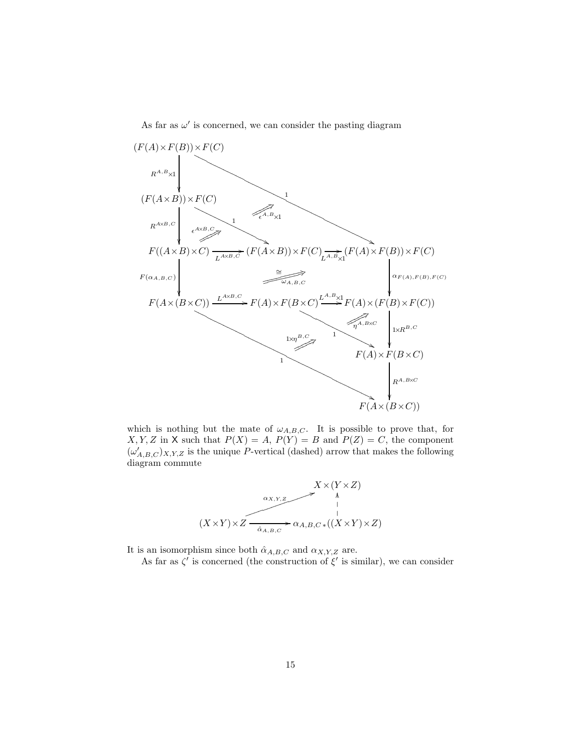As far as $\omega'$ is concerned, we can consider the pasting diagram

$$
\begin{array}{ccccc}
(F(A)\times F(B))\times F(C) & & & & \\
\downarrow{\scriptstyle R^{A,B}\times 1} & & \searrow{\scriptstyle 1} & & \\
(F(A\times B))\times F(C) & & \overset{\epsilon^{A,B}\times 1}{\Longrightarrow} & & \\
\downarrow{\scriptstyle R^{A\times B,C}} & \overset{\epsilon^{A\times B,C}}{\Longrightarrow} \searrow{\scriptstyle 1} & & & \\
F((A\times B)\times C) & \xrightarrow{L^{A\times B,C}} & (F(A\times B))\times F(C) & \xrightarrow{L^{A,B}\times 1} & (F(A)\times F(B))\times F(C) \\
\downarrow{\scriptstyle F(\alpha_{A,B,C})} & & \overset{\cong}{\underset{\omega_{A,B,C}}{\Longrightarrow}} & & \downarrow{\scriptstyle \alpha_{F(A),F(B),F(C)}} \\
F(A\times(B\times C)) & \xrightarrow{L^{A\times B,C}} & F(A)\times F(B\times C) & \xrightarrow{L^{A,B}\times 1} & F(A)\times(F(B)\times F(C)) \\
& & \overset{1\times\eta^{B,C}}{\Longrightarrow} \searrow{\scriptstyle 1} & \overset{\eta^{A,B\times C}}{\Longrightarrow} & \downarrow{\scriptstyle 1\times R^{B,C}} \\
& \searrow{\scriptstyle 1} & & & F(A)\times F(B\times C) \\
& & & & \downarrow{\scriptstyle R^{A,B\times C}} \\
& & & & F(A\times(B\times C))
\end{array}
$$

which is nothing but the mate of $\omega_{A,B,C}$. It is possible to prove that, for $X, Y, Z$ in $\mathsf{X}$ such that $P(X) = A$, $P(Y) = B$ and $P(Z) = C$, the component $(\omega'_{A,B,C})_{X,Y,Z}$ is the unique $P$-vertical (dashed) arrow that makes the following diagram commute

$$
\begin{array}{ccc}
 & & X\times(Y\times Z) \\
 & \nearrow^{\alpha_{X,Y,Z}} & \uparrow \\
(X\times Y)\times Z & \xrightarrow[\hat{\alpha}_{A,B,C}]{} & \alpha_{A,B,C\,*}((X\times Y)\times Z)
\end{array}
$$

It is an isomorphism since both $\hat{\alpha}_{A,B,C}$ and $\alpha_{X,Y,Z}$ are.

As far as $\zeta'$ is concerned (the construction of $\xi'$ is similar), we can consider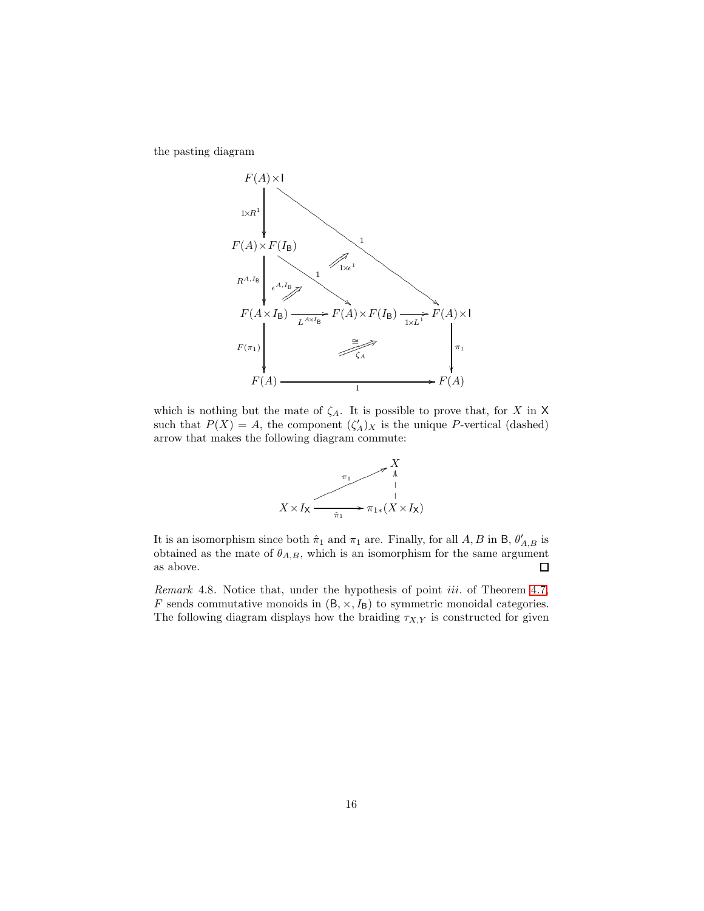the pasting diagram

$$
\begin{array}{ccccc}
F(A)\times \mathsf{I} & & & & \\
\downarrow{\scriptstyle 1\times R^1} & & \searrow{\scriptstyle 1} & & \\
F(A)\times F(I_{\mathsf{B}}) & & \Uparrow{\scriptstyle 1\times\epsilon^1} & & \\
\downarrow{\scriptstyle R^{A,I_{\mathsf{B}}}} & \Uparrow{\scriptstyle \epsilon^{A,I_{\mathsf{B}}}} \ \searrow{\scriptstyle 1} & & & \\
F(A\times I_{\mathsf{B}}) & \xrightarrow{L^{A\times I_{\mathsf{B}}}} & F(A)\times F(I_{\mathsf{B}}) & \xrightarrow{1\times L^1} & F(A)\times \mathsf{I} \\
\downarrow{\scriptstyle F(\pi_1)} & & \overset{\cong}{\Rightarrow}{\scriptstyle \zeta_A} & & \downarrow{\scriptstyle \pi_1} \\
F(A) & & \xrightarrow{\quad 1 \quad} & & F(A)
\end{array}
$$

which is nothing but the mate of $\zeta_A$. It is possible to prove that, for $X$ in $\mathsf{X}$ such that $P(X) = A$, the component $(\zeta'_A)_X$ is the unique $P$-vertical (dashed) arrow that makes the following diagram commute:

$$
\begin{array}{ccc}
 & & X \\
 & \nearrow{\scriptstyle \pi_1} & \uparrow \\
X\times I_{\mathsf{X}} & \xrightarrow{\hat{\pi}_1} & \pi_{1*}(X\times I_{\mathsf{X}})
\end{array}
$$

It is an isomorphism since both $\hat{\pi}_1$ and $\pi_1$ are. Finally, for all $A, B$ in $\mathsf{B}$, $\theta'_{A,B}$ is obtained as the mate of $\theta_{A,B}$, which is an isomorphism for the same argument as above. ☐

*Remark* 4.8. Notice that, under the hypothesis of point *iii.* of Theorem 4.7, $F$ sends commutative monoids in $(\mathsf{B}, \times, I_{\mathsf{B}})$ to symmetric monoidal categories. The following diagram displays how the braiding $\tau_{X,Y}$ is constructed for given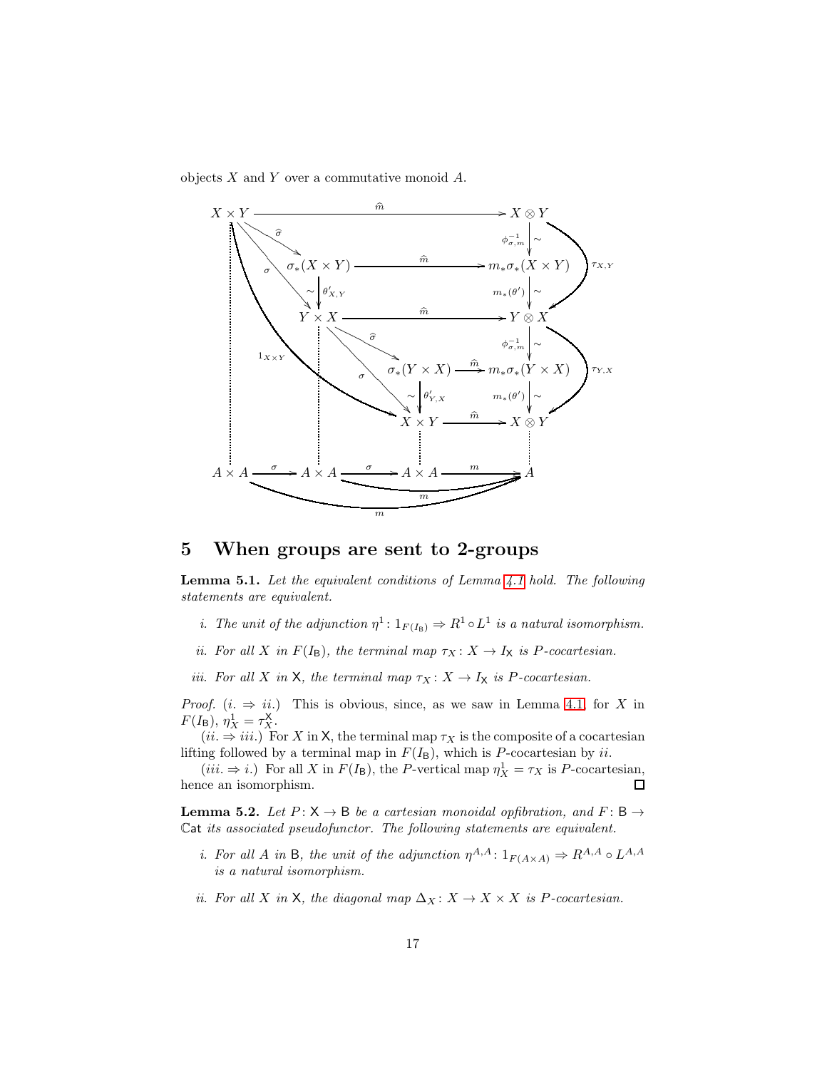objects $X$ and $Y$ over a commutative monoid $A$.

$$
\begin{array}{ccccccc}
X \times Y & & \xrightarrow{\widehat{m}} & & X \otimes Y \\
& \searrow^{\widehat{\sigma}} & & & \downarrow \phi_{\sigma,m}^{-1} \wr \\
& & \sigma_*(X \times Y) & \xrightarrow{\widehat{m}} & m_*\sigma_*(X \times Y) \\
& \searrow^{\sigma} & \downarrow \wr\, \theta'_{X,Y} & & \downarrow m_*(\theta') \wr \\
& & Y \times X & \xrightarrow{\widehat{m}} & Y \otimes X \\
& & & \searrow^{\widehat{\sigma}} & \downarrow \phi_{\sigma,m}^{-1} \wr \\
& & & \sigma_*(Y \times X) \xrightarrow{\widehat{m}} & m_*\sigma_*(Y \times X) \\
& & \searrow^{\sigma} & \downarrow \wr\, \theta'_{Y,X} & \downarrow m_*(\theta') \wr \\
& & & X \times Y \xrightarrow{\widehat{m}} & X \otimes Y \\
A \times A & \xrightarrow{\sigma} & A \times A & \xrightarrow{\sigma} A \times A \xrightarrow{m} & A
\end{array}
$$

(with $1_{X \times Y}: X \times Y \to X \times Y$, $\tau_{X,Y}: X \otimes Y \to Y \otimes X$, $\tau_{Y,X}: Y \otimes X \to X \otimes Y$, and $m: A \times A \to A$ from each copy of $A \times A$.)

## 5 When groups are sent to 2-groups

**Lemma 5.1.** *Let the equivalent conditions of Lemma 4.1 hold. The following statements are equivalent.*

*i. The unit of the adjunction $\eta^1 \colon 1_{F(I_{\mathsf{B}})} \Rightarrow R^1 \circ L^1$ is a natural isomorphism.*

*ii. For all $X$ in $F(I_{\mathsf{B}})$, the terminal map $\tau_X \colon X \to I_{\mathsf{X}}$ is $P$-cocartesian.*

*iii. For all $X$ in $\mathsf{X}$, the terminal map $\tau_X \colon X \to I_{\mathsf{X}}$ is $P$-cocartesian.*

*Proof.* ($i. \Rightarrow ii.$) This is obvious, since, as we saw in Lemma 4.1, for $X$ in $F(I_{\mathsf{B}})$, $\eta^1_X = \tau^{\mathsf{X}}_X$.

($ii. \Rightarrow iii.$) For $X$ in $\mathsf{X}$, the terminal map $\tau_X$ is the composite of a cocartesian lifting followed by a terminal map in $F(I_{\mathsf{B}})$, which is $P$-cocartesian by $ii.$

($iii. \Rightarrow i.$) For all $X$ in $F(I_{\mathsf{B}})$, the $P$-vertical map $\eta^1_X = \tau_X$ is $P$-cocartesian, hence an isomorphism. ☐

**Lemma 5.2.** *Let $P \colon \mathsf{X} \to \mathsf{B}$ be a cartesian monoidal opfibration, and $F \colon \mathsf{B} \to \mathbb{C}\mathsf{at}$ its associated pseudofunctor. The following statements are equivalent.*

*i. For all $A$ in $\mathsf{B}$, the unit of the adjunction $\eta^{A,A} \colon 1_{F(A \times A)} \Rightarrow R^{A,A} \circ L^{A,A}$ is a natural isomorphism.*

*ii. For all $X$ in $\mathsf{X}$, the diagonal map $\Delta_X \colon X \to X \times X$ is $P$-cocartesian.*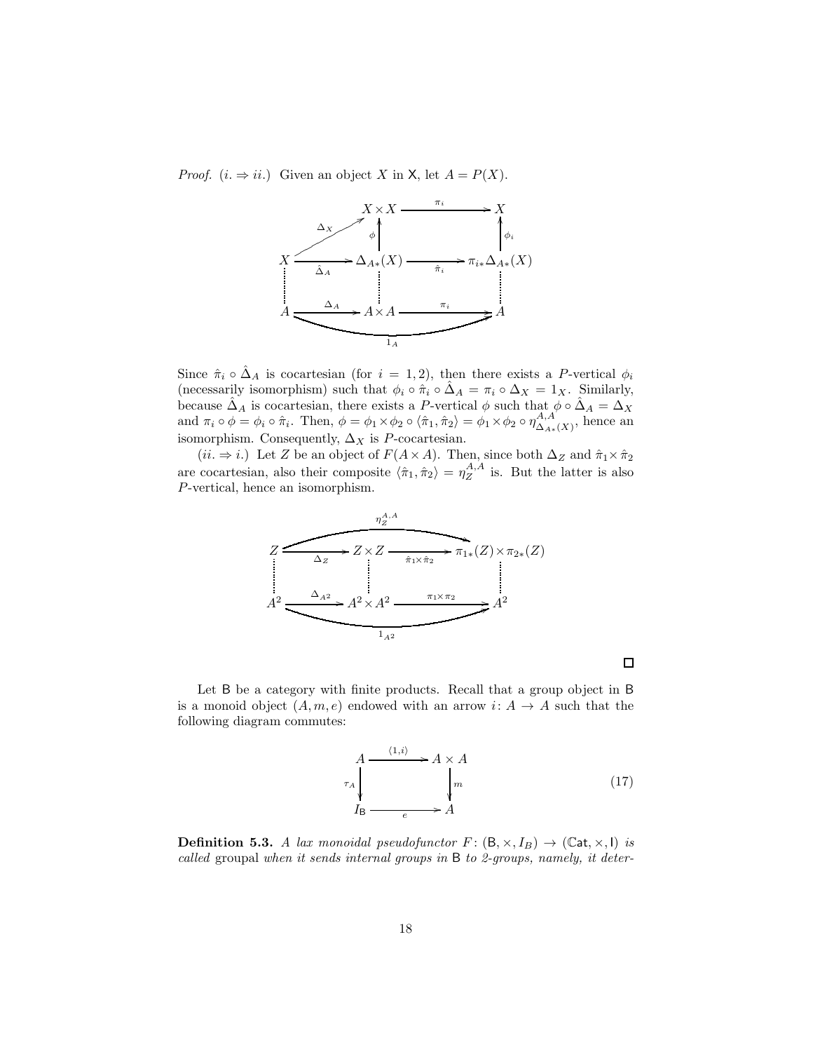*Proof.* ($i. \Rightarrow ii.$) Given an object $X$ in $\mathsf{X}$, let $A = P(X)$.

$$
\begin{array}{ccccc}
 & & X \times X & \xrightarrow{\pi_i} & X \\
 & \nearrow^{\Delta_X} & \uparrow \phi & & \uparrow \phi_i \\
X & \xrightarrow[\hat{\Delta}_A]{} & \Delta_{A*}(X) & \xrightarrow[\hat{\pi}_i]{} & \pi_{i*}\Delta_{A*}(X) \\
\vdots & & \vdots & & \vdots \\
A & \xrightarrow{\Delta_A} & A \times A & \xrightarrow{\pi_i} & A
\end{array}
$$

(with the bottom composite $A \to A$ equal to $1_A$)

Since $\hat{\pi}_i \circ \hat{\Delta}_A$ is cocartesian (for $i = 1, 2$), then there exists a $P$-vertical $\phi_i$ (necessarily isomorphism) such that $\phi_i \circ \hat{\pi}_i \circ \hat{\Delta}_A = \pi_i \circ \Delta_X = 1_X$. Similarly, because $\hat{\Delta}_A$ is cocartesian, there exists a $P$-vertical $\phi$ such that $\phi \circ \hat{\Delta}_A = \Delta_X$ and $\pi_i \circ \phi = \phi_i \circ \hat{\pi}_i$. Then, $\phi = \phi_1 \times \phi_2 \circ \langle \hat{\pi}_1, \hat{\pi}_2 \rangle = \phi_1 \times \phi_2 \circ \eta^{A,A}_{\Delta_{A*}(X)}$, hence an isomorphism. Consequently, $\Delta_X$ is $P$-cocartesian.

($ii. \Rightarrow i.$) Let $Z$ be an object of $F(A \times A)$. Then, since both $\Delta_Z$ and $\hat{\pi}_1 \times \hat{\pi}_2$ are cocartesian, also their composite $\langle \hat{\pi}_1, \hat{\pi}_2 \rangle = \eta^{A,A}_Z$ is. But the latter is also $P$-vertical, hence an isomorphism.

$$
\begin{array}{ccccc}
Z & \xrightarrow[\Delta_Z]{} & Z \times Z & \xrightarrow[\hat{\pi}_1 \times \hat{\pi}_2]{} & \pi_{1*}(Z) \times \pi_{2*}(Z) \\
\vdots & & \vdots & & \vdots \\
A^2 & \xrightarrow{\Delta_{A^2}} & A^2 \times A^2 & \xrightarrow{\pi_1 \times \pi_2} & A^2
\end{array}
$$

(with the top composite $Z \to \pi_{1*}(Z) \times \pi_{2*}(Z)$ equal to $\eta^{A,A}_Z$ and the bottom composite $A^2 \to A^2$ equal to $1_{A^2}$)

∎

Let $\mathsf{B}$ be a category with finite products. Recall that a group object in $\mathsf{B}$ is a monoid object $(A, m, e)$ endowed with an arrow $i \colon A \to A$ such that the following diagram commutes:

$$
\begin{array}{ccc}
A & \xrightarrow{\langle 1, i \rangle} & A \times A \\
{\scriptstyle \tau_A} \downarrow & & \downarrow {\scriptstyle m} \\
I_{\mathsf{B}} & \xrightarrow[e]{} & A
\end{array}
\tag{17}
$$

**Definition 5.3.** *A lax monoidal pseudofunctor $F \colon (\mathsf{B}, \times, I_B) \to (\mathbb{C}\mathsf{at}, \times, \mathsf{I})$ is called* groupal *when it sends internal groups in* $\mathsf{B}$ *to 2-groups, namely, it deter-*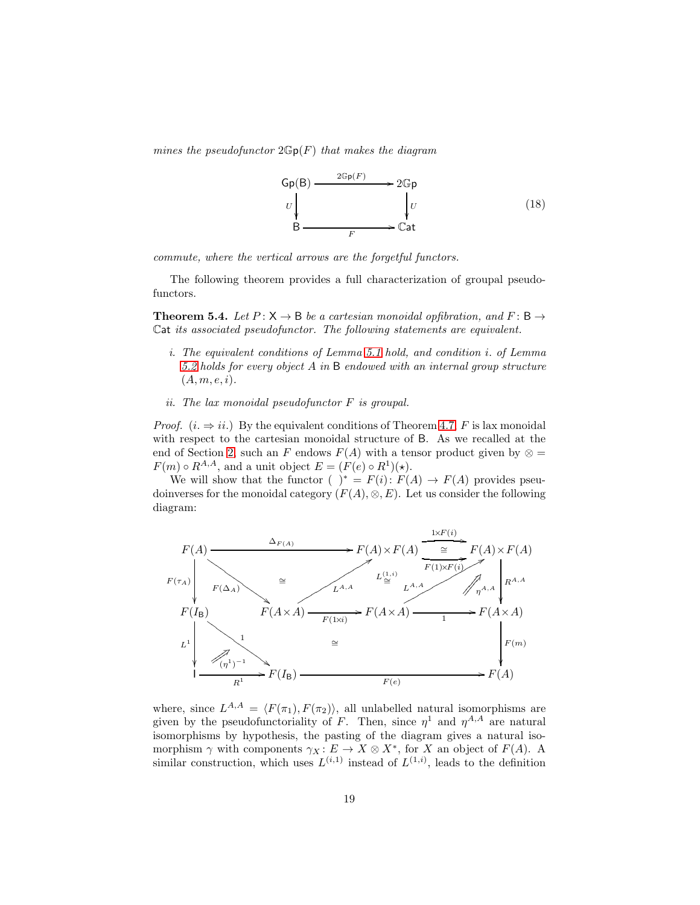*mines the pseudofunctor* $2\mathbb{G}\mathsf{p}(F)$ *that makes the diagram*

$$\begin{array}{ccc} \mathsf{Gp}(\mathsf{B}) & \xrightarrow{2\mathbb{G}\mathsf{p}(F)} & 2\mathbb{G}\mathsf{p} \\ {\scriptstyle U}\downarrow & & \downarrow{\scriptstyle U} \\ \mathsf{B} & \xrightarrow[F]{} & \mathbb{C}\mathsf{at} \end{array} \tag{18}$$

*commute, where the vertical arrows are the forgetful functors.*

The following theorem provides a full characterization of groupal pseudofunctors.

**Theorem 5.4.** *Let* $P\colon \mathsf{X} \to \mathsf{B}$ *be a cartesian monoidal opfibration, and* $F\colon \mathsf{B} \to \mathbb{C}\mathsf{at}$ *its associated pseudofunctor. The following statements are equivalent.*

*i. The equivalent conditions of Lemma 5.1 hold, and condition i. of Lemma 5.2 holds for every object* $A$ *in* $\mathsf{B}$ *endowed with an internal group structure* $(A, m, e, i)$.

*ii. The lax monoidal pseudofunctor* $F$ *is groupal.*

*Proof.* $(i. \Rightarrow ii.)$ By the equivalent conditions of Theorem 4.7, $F$ is lax monoidal with respect to the cartesian monoidal structure of $\mathsf{B}$. As we recalled at the end of Section 2, such an $F$ endows $F(A)$ with a tensor product given by $\otimes = F(m) \circ R^{A,A}$, and a unit object $E = (F(e) \circ R^1)(\star)$.

We will show that the functor $(\ )^* = F(i)\colon F(A) \to F(A)$ provides pseudoinverses for the monoidal category $(F(A), \otimes, E)$. Let us consider the following diagram:

$$\begin{array}{ccccccc}
F(A) & \xrightarrow{\Delta_{F(A)}} & & & F(A)\times F(A) & \underset{F(1)\times F(i)}{\overset{1\times F(i)}{\rightrightarrows}}\ (\cong) & F(A)\times F(A) \\
{\scriptstyle F(\tau_A)}\downarrow & \searrow{\scriptstyle F(\Delta_A)} & \cong & \nearrow{\scriptstyle L^{A,A}} & L^{(1,i)}\cong & \nearrow{\scriptstyle L^{A,A}}\ \Uparrow{\scriptstyle \eta^{A,A}} & \downarrow{\scriptstyle R^{A,A}} \\
F(I_{\mathsf{B}}) & & F(A\times A) & \xrightarrow[F(1\times i)]{} & F(A\times A) & \xrightarrow[1]{} & F(A\times A) \\
{\scriptstyle L^1}\downarrow & \searrow{\scriptstyle 1}\ \Uparrow{\scriptstyle (\eta^1)^{-1}} & & \cong & & & \downarrow{\scriptstyle F(m)} \\
\mathsf{I} & \xrightarrow[R^1]{} & F(I_{\mathsf{B}}) & & \xrightarrow[F(e)]{} & & F(A)
\end{array}$$

where, since $L^{A,A} = \langle F(\pi_1), F(\pi_2)\rangle$, all unlabelled natural isomorphisms are given by the pseudofunctoriality of $F$. Then, since $\eta^1$ and $\eta^{A,A}$ are natural isomorphisms by hypothesis, the pasting of the diagram gives a natural isomorphism $\gamma$ with components $\gamma_X\colon E \to X \otimes X^*$, for $X$ an object of $F(A)$. A similar construction, which uses $L^{(i,1)}$ instead of $L^{(1,i)}$, leads to the definition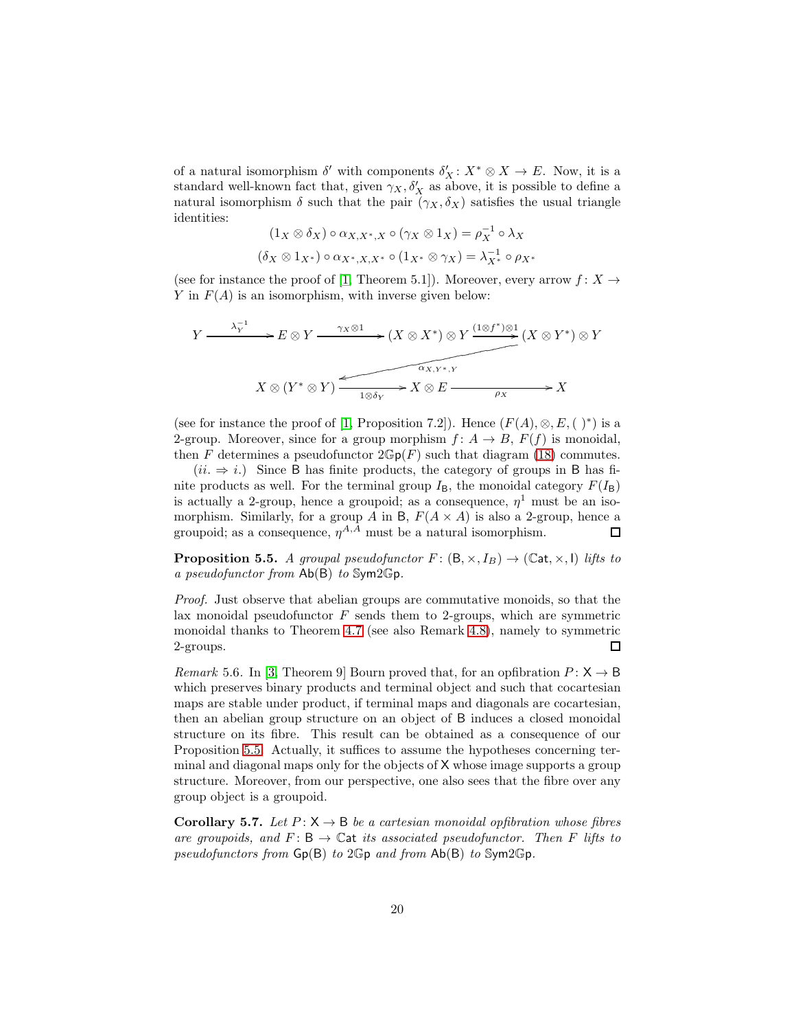of a natural isomorphism $\delta'$ with components $\delta'_X \colon X^* \otimes X \to E$. Now, it is a standard well-known fact that, given $\gamma_X, \delta'_X$ as above, it is possible to define a natural isomorphism $\delta$ such that the pair $(\gamma_X, \delta_X)$ satisfies the usual triangle identities:

$$(1_X \otimes \delta_X) \circ \alpha_{X,X^*,X} \circ (\gamma_X \otimes 1_X) = \rho_X^{-1} \circ \lambda_X$$

$$(\delta_X \otimes 1_{X^*}) \circ \alpha_{X^*,X,X^*} \circ (1_{X^*} \otimes \gamma_X) = \lambda_{X^*}^{-1} \circ \rho_{X^*}$$

(see for instance the proof of [1, Theorem 5.1]). Moreover, every arrow $f \colon X \to Y$ in $F(A)$ is an isomorphism, with inverse given below:

$$Y \xrightarrow{\lambda_Y^{-1}} E \otimes Y \xrightarrow{\gamma_X \otimes 1} (X \otimes X^*) \otimes Y \xrightarrow{(1 \otimes f^*) \otimes 1} (X \otimes Y^*) \otimes Y \xrightarrow{\alpha_{X,Y^*,Y}} X \otimes (Y^* \otimes Y) \xrightarrow{1 \otimes \delta_Y} X \otimes E \xrightarrow{\rho_X} X$$

(see for instance the proof of [1, Proposition 7.2]). Hence $(F(A), \otimes, E, (\ )^*)$ is a 2-group. Moreover, since for a group morphism $f \colon A \to B$, $F(f)$ is monoidal, then $F$ determines a pseudofunctor $2\mathbb{G}\mathsf{p}(F)$ such that diagram (18) commutes.

($ii. \Rightarrow i.$) Since $\mathsf{B}$ has finite products, the category of groups in $\mathsf{B}$ has finite products as well. For the terminal group $I_{\mathsf{B}}$, the monoidal category $F(I_{\mathsf{B}})$ is actually a 2-group, hence a groupoid; as a consequence, $\eta^1$ must be an isomorphism. Similarly, for a group $A$ in $\mathsf{B}$, $F(A \times A)$ is also a 2-group, hence a groupoid; as a consequence, $\eta^{A,A}$ must be a natural isomorphism. ◻

**Proposition 5.5.** *A groupal pseudofunctor $F \colon (\mathsf{B}, \times, I_B) \to (\mathbb{C}\mathsf{at}, \times, \mathsf{I})$ lifts to a pseudofunctor from $\mathsf{Ab}(\mathsf{B})$ to $\mathbb{S}\mathsf{ym}2\mathbb{G}\mathsf{p}$.*

*Proof.* Just observe that abelian groups are commutative monoids, so that the lax monoidal pseudofunctor $F$ sends them to 2-groups, which are symmetric monoidal thanks to Theorem 4.7 (see also Remark 4.8), namely to symmetric 2-groups. ◻

*Remark* 5.6. In [3, Theorem 9] Bourn proved that, for an opfibration $P \colon \mathsf{X} \to \mathsf{B}$ which preserves binary products and terminal object and such that cocartesian maps are stable under product, if terminal maps and diagonals are cocartesian, then an abelian group structure on an object of $\mathsf{B}$ induces a closed monoidal structure on its fibre. This result can be obtained as a consequence of our Proposition 5.5. Actually, it suffices to assume the hypotheses concerning terminal and diagonal maps only for the objects of $\mathsf{X}$ whose image supports a group structure. Moreover, from our perspective, one also sees that the fibre over any group object is a groupoid.

**Corollary 5.7.** *Let $P \colon \mathsf{X} \to \mathsf{B}$ be a cartesian monoidal opfibration whose fibres are groupoids, and $F \colon \mathsf{B} \to \mathbb{C}\mathsf{at}$ its associated pseudofunctor. Then $F$ lifts to pseudofunctors from $\mathsf{Gp}(\mathsf{B})$ to $2\mathbb{G}\mathsf{p}$ and from $\mathsf{Ab}(\mathsf{B})$ to $\mathbb{S}\mathsf{ym}2\mathbb{G}\mathsf{p}$.*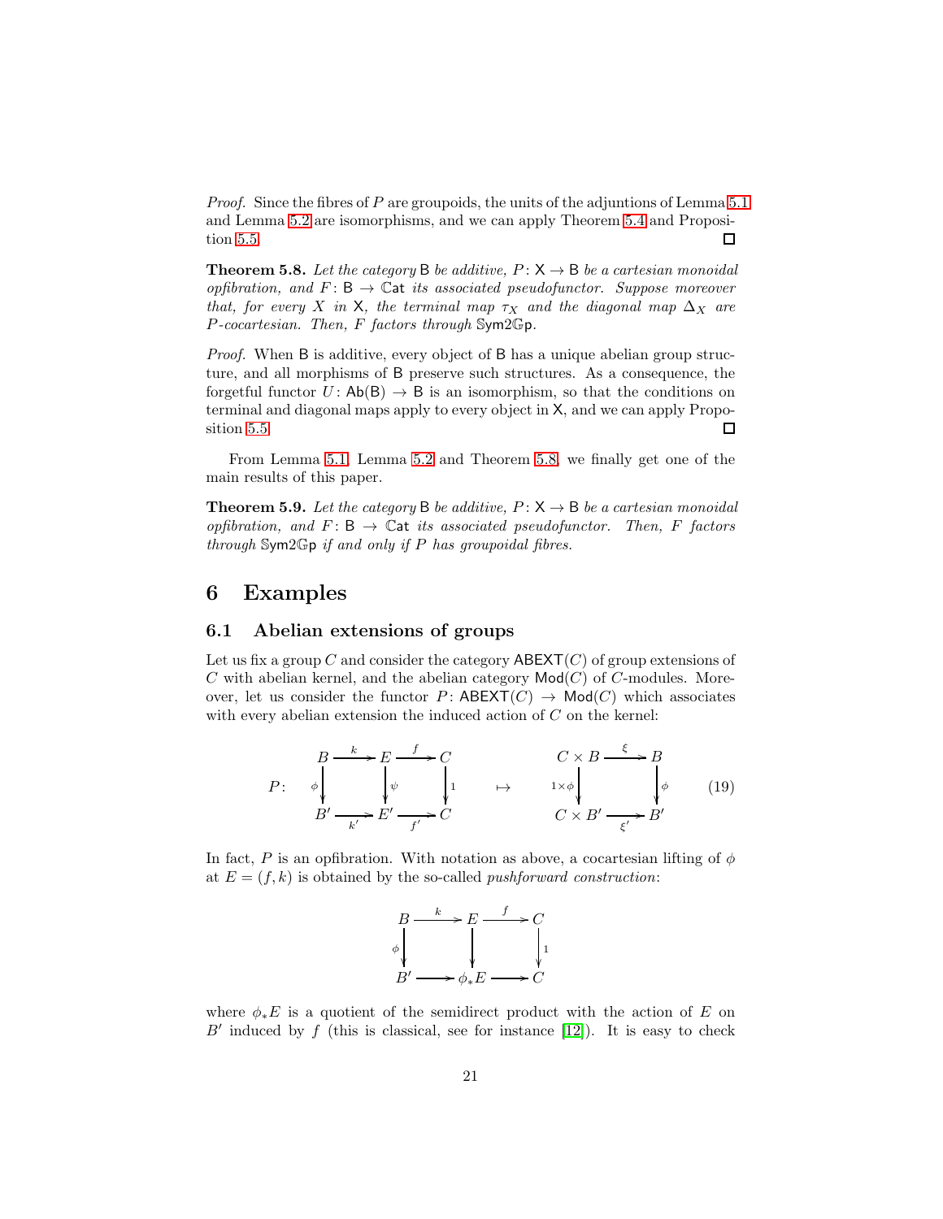*Proof.* Since the fibres of $P$ are groupoids, the units of the adjuntions of Lemma 5.1 and Lemma 5.2 are isomorphisms, and we can apply Theorem 5.4 and Proposition 5.5. ☐

**Theorem 5.8.** *Let the category* $\mathsf{B}$ *be additive,* $P\colon \mathsf{X} \to \mathsf{B}$ *be a cartesian monoidal opfibration, and* $F\colon \mathsf{B} \to \mathbb{C}\mathsf{at}$ *its associated pseudofunctor. Suppose moreover that, for every* $X$ *in* $\mathsf{X}$*, the terminal map* $\tau_X$ *and the diagonal map* $\Delta_X$ *are* $P$*-cocartesian. Then,* $F$ *factors through* $\mathbb{S}\mathsf{ym}2\mathbb{G}\mathsf{p}$.

*Proof.* When $\mathsf{B}$ is additive, every object of $\mathsf{B}$ has a unique abelian group structure, and all morphisms of $\mathsf{B}$ preserve such structures. As a consequence, the forgetful functor $U\colon \mathsf{Ab}(\mathsf{B}) \to \mathsf{B}$ is an isomorphism, so that the conditions on terminal and diagonal maps apply to every object in $\mathsf{X}$, and we can apply Proposition 5.5. ☐

From Lemma 5.1, Lemma 5.2 and Theorem 5.8, we finally get one of the main results of this paper.

**Theorem 5.9.** *Let the category* $\mathsf{B}$ *be additive,* $P\colon \mathsf{X} \to \mathsf{B}$ *be a cartesian monoidal opfibration, and* $F\colon \mathsf{B} \to \mathbb{C}\mathsf{at}$ *its associated pseudofunctor. Then,* $F$ *factors through* $\mathbb{S}\mathsf{ym}2\mathbb{G}\mathsf{p}$ *if and only if* $P$ *has groupoidal fibres.*

# 6 Examples

## 6.1 Abelian extensions of groups

Let us fix a group $C$ and consider the category $\mathsf{ABEXT}(C)$ of group extensions of $C$ with abelian kernel, and the abelian category $\mathsf{Mod}(C)$ of $C$-modules. Moreover, let us consider the functor $P\colon \mathsf{ABEXT}(C) \to \mathsf{Mod}(C)$ which associates with every abelian extension the induced action of $C$ on the kernel:

$$
P\colon \quad
\begin{array}{ccccc}
B & \xrightarrow{k} & E & \xrightarrow{f} & C \\
{\scriptstyle \phi}\downarrow & & \downarrow{\scriptstyle \psi} & & \downarrow{\scriptstyle 1} \\
B' & \xrightarrow[k']{} & E' & \xrightarrow[f']{} & C
\end{array}
\quad \mapsto \quad
\begin{array}{ccc}
C \times B & \xrightarrow{\xi} & B \\
{\scriptstyle 1\times\phi}\downarrow & & \downarrow{\scriptstyle \phi} \\
C \times B' & \xrightarrow[\xi']{} & B'
\end{array}
\tag{19}
$$

In fact, $P$ is an opfibration. With notation as above, a cocartesian lifting of $\phi$ at $E = (f, k)$ is obtained by the so-called *pushforward construction*:

$$
\begin{array}{ccccc}
B & \xrightarrow{k} & E & \xrightarrow{f} & C \\
{\scriptstyle \phi}\downarrow & & \downarrow & & \downarrow{\scriptstyle 1} \\
B' & \longrightarrow & \phi_* E & \longrightarrow & C
\end{array}
$$

where $\phi_* E$ is a quotient of the semidirect product with the action of $E$ on $B'$ induced by $f$ (this is classical, see for instance [12]). It is easy to check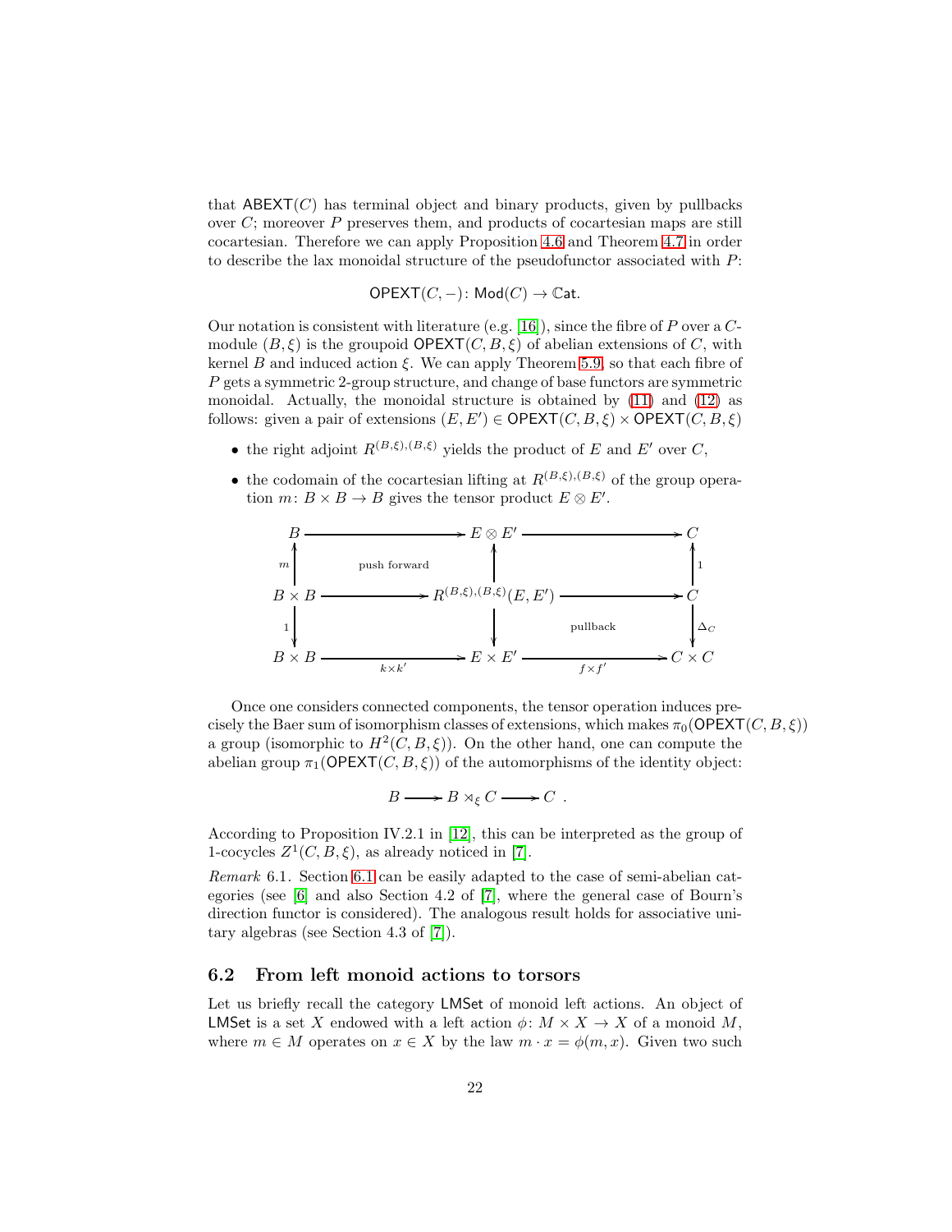that $\mathsf{ABEXT}(C)$ has terminal object and binary products, given by pullbacks over $C$; moreover $P$ preserves them, and products of cocartesian maps are still cocartesian. Therefore we can apply Proposition 4.6 and Theorem 4.7 in order to describe the lax monoidal structure of the pseudofunctor associated with $P$:

$$\mathsf{OPEXT}(C,-)\colon \mathsf{Mod}(C) \to \mathbb{C}\mathsf{at}.$$

Our notation is consistent with literature (e.g. [16]), since the fibre of $P$ over a $C$-module $(B,\xi)$ is the groupoid $\mathsf{OPEXT}(C,B,\xi)$ of abelian extensions of $C$, with kernel $B$ and induced action $\xi$. We can apply Theorem 5.9, so that each fibre of $P$ gets a symmetric 2-group structure, and change of base functors are symmetric monoidal. Actually, the monoidal structure is obtained by (11) and (12) as follows: given a pair of extensions $(E,E') \in \mathsf{OPEXT}(C,B,\xi) \times \mathsf{OPEXT}(C,B,\xi)$

- the right adjoint $R^{(B,\xi),(B,\xi)}$ yields the product of $E$ and $E'$ over $C$,
- the codomain of the cocartesian lifting at $R^{(B,\xi),(B,\xi)}$ of the group operation $m\colon B\times B \to B$ gives the tensor product $E\otimes E'$.

$$\begin{array}{ccccc}
B & \longrightarrow & E\otimes E' & \longrightarrow & C \\
{\scriptstyle m}\uparrow & \text{push forward} & \uparrow & & \uparrow{\scriptstyle 1} \\
B\times B & \longrightarrow & R^{(B,\xi),(B,\xi)}(E,E') & \longrightarrow & C \\
{\scriptstyle 1}\downarrow & & \downarrow & \text{pullback} & \downarrow{\scriptstyle \Delta_C} \\
B\times B & \xrightarrow[k\times k']{} & E\times E' & \xrightarrow[f\times f']{} & C\times C
\end{array}$$

Once one considers connected components, the tensor operation induces precisely the Baer sum of isomorphism classes of extensions, which makes $\pi_0(\mathsf{OPEXT}(C,B,\xi))$ a group (isomorphic to $H^2(C,B,\xi)$). On the other hand, one can compute the abelian group $\pi_1(\mathsf{OPEXT}(C,B,\xi))$ of the automorphisms of the identity object:

$$B \longrightarrow B \rtimes_\xi C \longrightarrow C\ .$$

According to Proposition IV.2.1 in [12], this can be interpreted as the group of 1-cocycles $Z^1(C,B,\xi)$, as already noticed in [7].

*Remark* 6.1. Section 6.1 can be easily adapted to the case of semi-abelian categories (see [6] and also Section 4.2 of [7], where the general case of Bourn's direction functor is considered). The analogous result holds for associative unitary algebras (see Section 4.3 of [7]).

## 6.2 From left monoid actions to torsors

Let us briefly recall the category $\mathsf{LMSet}$ of monoid left actions. An object of $\mathsf{LMSet}$ is a set $X$ endowed with a left action $\phi\colon M\times X \to X$ of a monoid $M$, where $m \in M$ operates on $x \in X$ by the law $m\cdot x = \phi(m,x)$. Given two such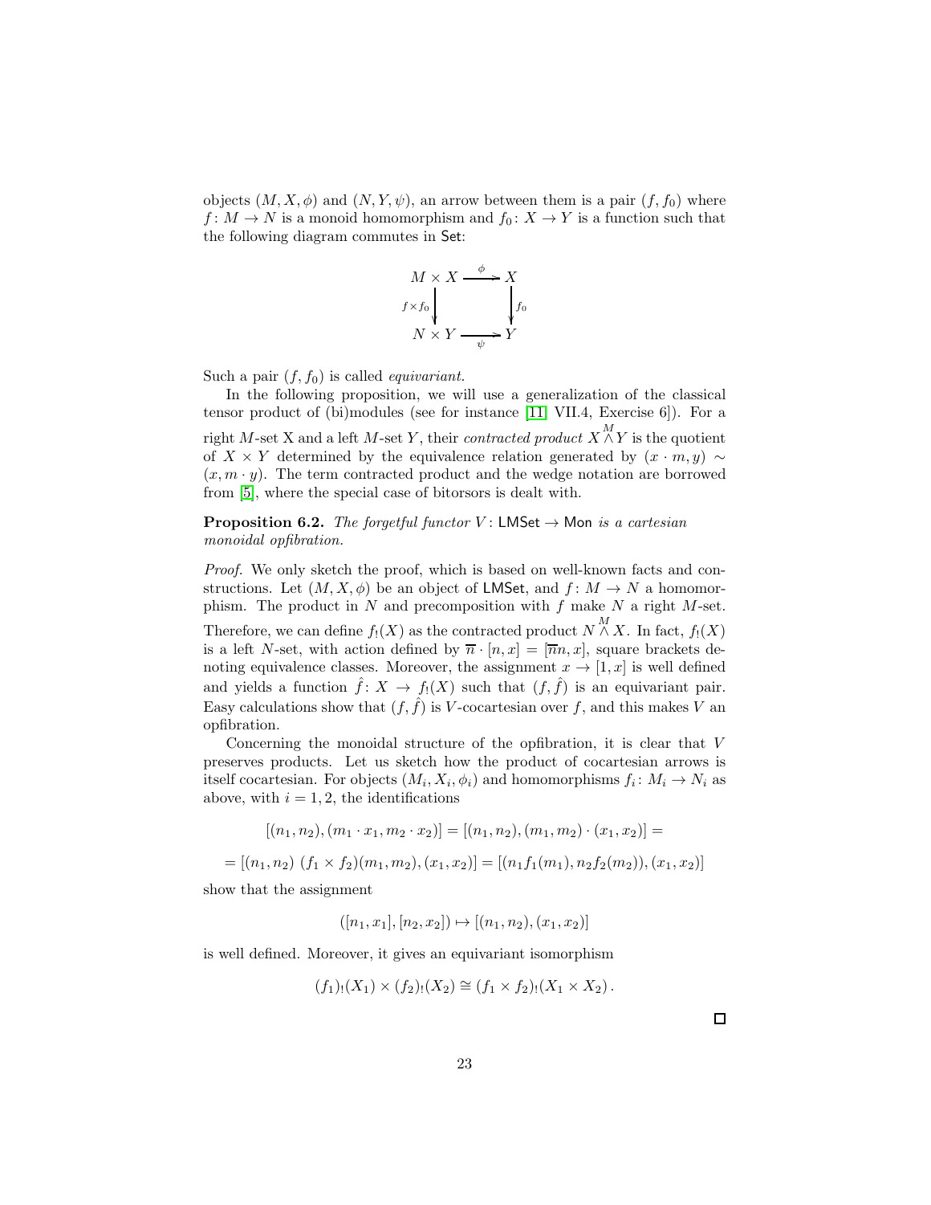objects $(M, X, \phi)$ and $(N, Y, \psi)$, an arrow between them is a pair $(f, f_0)$ where $f\colon M \to N$ is a monoid homomorphism and $f_0\colon X \to Y$ is a function such that the following diagram commutes in $\mathsf{Set}$:

$$\begin{array}{ccc} M \times X & \xrightarrow{\ \phi\ } & X \\ {\scriptstyle f \times f_0}\downarrow & & \downarrow{\scriptstyle f_0} \\ N \times Y & \xrightarrow[\ \psi\ ]{} & Y \end{array}$$

Such a pair $(f, f_0)$ is called *equivariant*.

In the following proposition, we will use a generalization of the classical tensor product of (bi)modules (see for instance [11, VII.4, Exercise 6]). For a right $M$-set X and a left $M$-set $Y$, their *contracted product* $X \overset{M}{\wedge} Y$ is the quotient of $X \times Y$ determined by the equivalence relation generated by $(x \cdot m, y) \sim (x, m \cdot y)$. The term contracted product and the wedge notation are borrowed from [5], where the special case of bitorsors is dealt with.

**Proposition 6.2.** *The forgetful functor $V\colon \mathsf{LMSet} \to \mathsf{Mon}$ is a cartesian monoidal opfibration.*

*Proof.* We only sketch the proof, which is based on well-known facts and constructions. Let $(M, X, \phi)$ be an object of $\mathsf{LMSet}$, and $f\colon M \to N$ a homomorphism. The product in $N$ and precomposition with $f$ make $N$ a right $M$-set. Therefore, we can define $f_!(X)$ as the contracted product $N \overset{M}{\wedge} X$. In fact, $f_!(X)$ is a left $N$-set, with action defined by $\overline{n} \cdot [n, x] = [\overline{n}n, x]$, square brackets denoting equivalence classes. Moreover, the assignment $x \to [1, x]$ is well defined and yields a function $\hat{f}\colon X \to f_!(X)$ such that $(f, \hat{f})$ is an equivariant pair. Easy calculations show that $(f, \hat{f})$ is $V$-cocartesian over $f$, and this makes $V$ an opfibration.

Concerning the monoidal structure of the opfibration, it is clear that $V$ preserves products. Let us sketch how the product of cocartesian arrows is itself cocartesian. For objects $(M_i, X_i, \phi_i)$ and homomorphisms $f_i\colon M_i \to N_i$ as above, with $i = 1, 2$, the identifications

$$[(n_1, n_2), (m_1 \cdot x_1, m_2 \cdot x_2)] = [(n_1, n_2), (m_1, m_2) \cdot (x_1, x_2)] =$$

$$= [(n_1, n_2)\ (f_1 \times f_2)(m_1, m_2), (x_1, x_2)] = [(n_1 f_1(m_1), n_2 f_2(m_2)), (x_1, x_2)]$$

show that the assignment

$$([n_1, x_1], [n_2, x_2]) \mapsto [(n_1, n_2), (x_1, x_2)]$$

is well defined. Moreover, it gives an equivariant isomorphism

$$(f_1)_!(X_1) \times (f_2)_!(X_2) \cong (f_1 \times f_2)_!(X_1 \times X_2)\,.$$

$\square$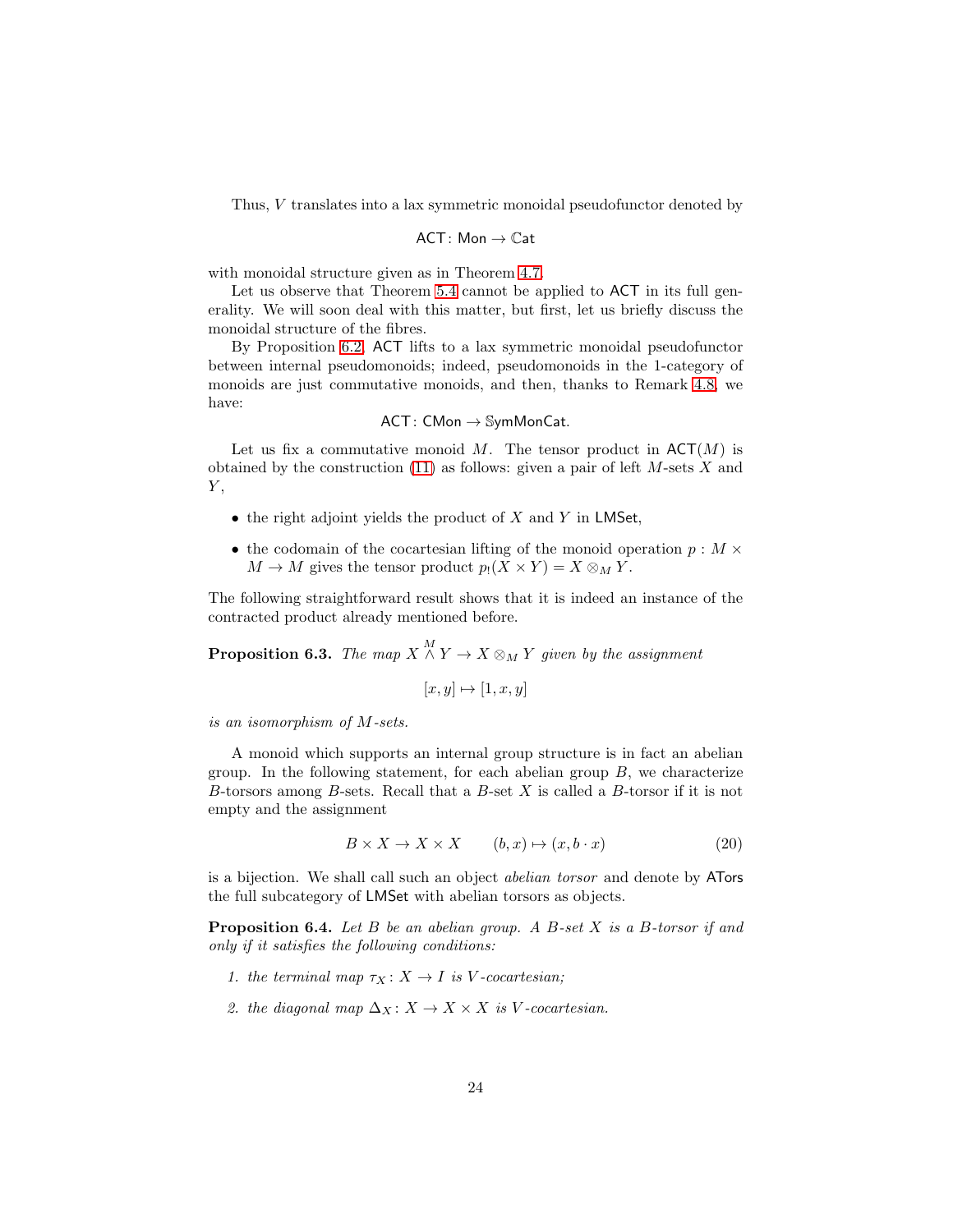Thus, $V$ translates into a lax symmetric monoidal pseudofunctor denoted by

$$\mathsf{ACT}\colon \mathsf{Mon} \to \mathbb{C}\mathsf{at}$$

with monoidal structure given as in Theorem 4.7.

Let us observe that Theorem 5.4 cannot be applied to ACT in its full generality. We will soon deal with this matter, but first, let us briefly discuss the monoidal structure of the fibres.

By Proposition 6.2, ACT lifts to a lax symmetric monoidal pseudofunctor between internal pseudomonoids; indeed, pseudomonoids in the 1-category of monoids are just commutative monoids, and then, thanks to Remark 4.8, we have:

$$\mathsf{ACT}\colon \mathsf{CMon} \to \mathbb{S}\mathsf{ymMonCat}.$$

Let us fix a commutative monoid $M$. The tensor product in $\mathsf{ACT}(M)$ is obtained by the construction (11) as follows: given a pair of left $M$-sets $X$ and $Y$,

- the right adjoint yields the product of $X$ and $Y$ in LMSet,
- the codomain of the cocartesian lifting of the monoid operation $p : M \times M \to M$ gives the tensor product $p_!(X \times Y) = X \otimes_M Y$.

The following straightforward result shows that it is indeed an instance of the contracted product already mentioned before.

**Proposition 6.3.** *The map $X \overset{M}{\wedge} Y \to X \otimes_M Y$ given by the assignment*

$$[x, y] \mapsto [1, x, y]$$

*is an isomorphism of $M$-sets.*

A monoid which supports an internal group structure is in fact an abelian group. In the following statement, for each abelian group $B$, we characterize $B$-torsors among $B$-sets. Recall that a $B$-set $X$ is called a $B$-torsor if it is not empty and the assignment

$$B \times X \to X \times X \qquad (b, x) \mapsto (x, b \cdot x) \tag{20}$$

is a bijection. We shall call such an object *abelian torsor* and denote by ATors the full subcategory of LMSet with abelian torsors as objects.

**Proposition 6.4.** *Let $B$ be an abelian group. A $B$-set $X$ is a $B$-torsor if and only if it satisfies the following conditions:*

1. *the terminal map $\tau_X\colon X \to I$ is $V$-cocartesian;*
2. *the diagonal map $\Delta_X\colon X \to X \times X$ is $V$-cocartesian.*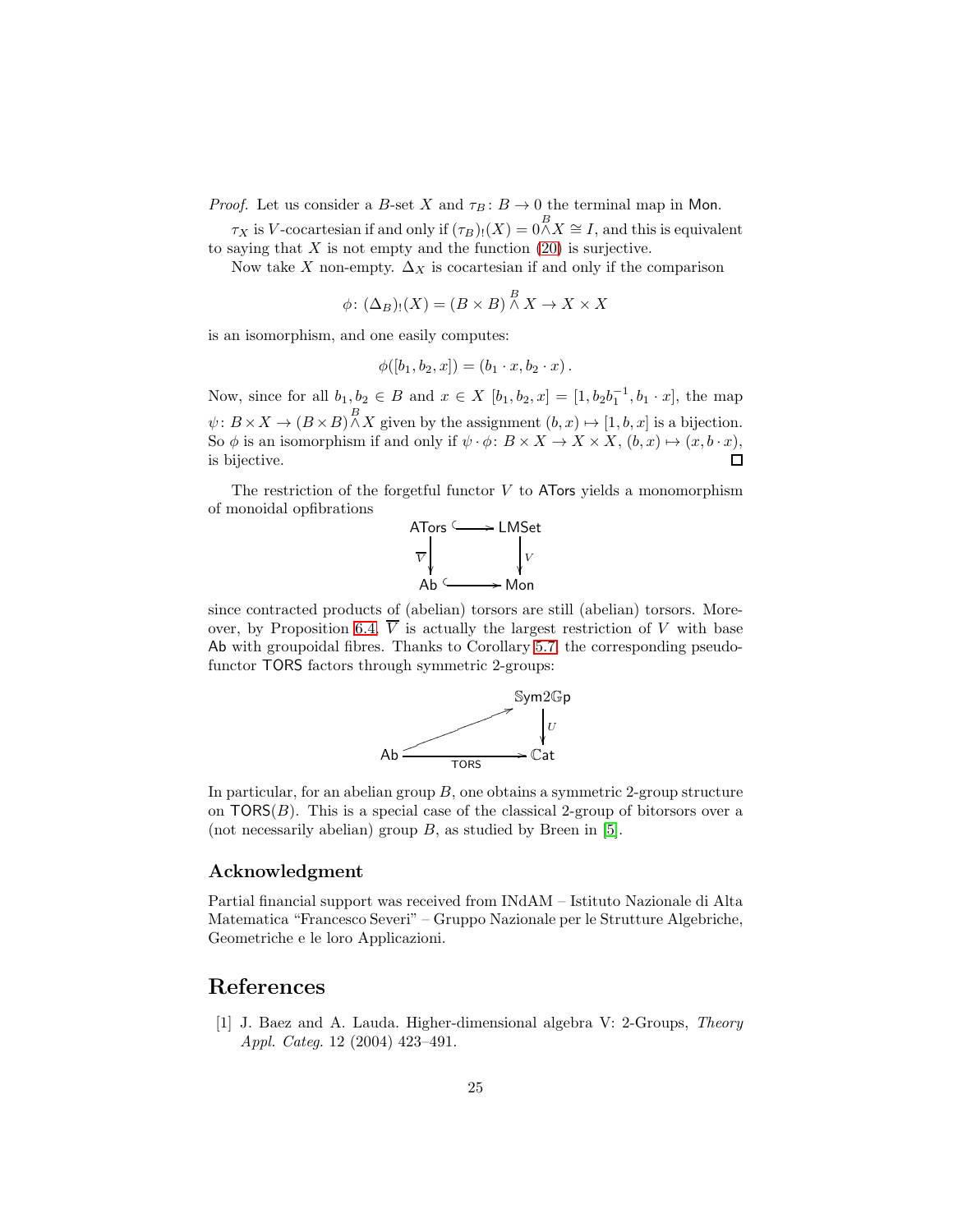*Proof.* Let us consider a $B$-set $X$ and $\tau_B\colon B \to 0$ the terminal map in $\mathsf{Mon}$.

$\tau_X$ is $V$-cocartesian if and only if $(\tau_B)_!(X) = 0 \overset{B}{\wedge} X \cong I$, and this is equivalent to saying that $X$ is not empty and the function (20) is surjective.

Now take $X$ non-empty. $\Delta_X$ is cocartesian if and only if the comparison

$$\phi\colon (\Delta_B)_!(X) = (B \times B) \overset{B}{\wedge} X \to X \times X$$

is an isomorphism, and one easily computes:

$$\phi([b_1, b_2, x]) = (b_1 \cdot x, b_2 \cdot x)\,.$$

Now, since for all $b_1, b_2 \in B$ and $x \in X$ $[b_1, b_2, x] = [1, b_2 b_1^{-1}, b_1 \cdot x]$, the map $\psi\colon B \times X \to (B \times B) \overset{B}{\wedge} X$ given by the assignment $(b, x) \mapsto [1, b, x]$ is a bijection. So $\phi$ is an isomorphism if and only if $\psi \cdot \phi\colon B \times X \to X \times X$, $(b, x) \mapsto (x, b \cdot x)$, is bijective. □

The restriction of the forgetful functor $V$ to $\mathsf{ATors}$ yields a monomorphism of monoidal opfibrations

$$\begin{array}{ccc}
\mathsf{ATors} & \hookrightarrow & \mathsf{LMSet} \\
{\scriptstyle \overline{V}}\downarrow & & \downarrow{\scriptstyle V} \\
\mathsf{Ab} & \hookrightarrow & \mathsf{Mon}
\end{array}$$

since contracted products of (abelian) torsors are still (abelian) torsors. Moreover, by Proposition 6.4, $\overline{V}$ is actually the largest restriction of $V$ with base $\mathsf{Ab}$ with groupoidal fibres. Thanks to Corollary 5.7, the corresponding pseudo-functor $\mathsf{TORS}$ factors through symmetric 2-groups:

$$\begin{array}{ccc}
 & & \mathbb{S}\mathsf{ym}2\mathbb{G}\mathsf{p} \\
 & \nearrow & \downarrow{\scriptstyle U} \\
\mathsf{Ab} & \xrightarrow{\ \mathsf{TORS}\ } & \mathbb{C}\mathsf{at}
\end{array}$$

In particular, for an abelian group $B$, one obtains a symmetric 2-group structure on $\mathsf{TORS}(B)$. This is a special case of the classical 2-group of bitorsors over a (not necessarily abelian) group $B$, as studied by Breen in [5].

## Acknowledgment

Partial financial support was received from INdAM – Istituto Nazionale di Alta Matematica "Francesco Severi" – Gruppo Nazionale per le Strutture Algebriche, Geometriche e le loro Applicazioni.

## References

[1] J. Baez and A. Lauda. Higher-dimensional algebra V: 2-Groups, *Theory Appl. Categ.* 12 (2004) 423–491.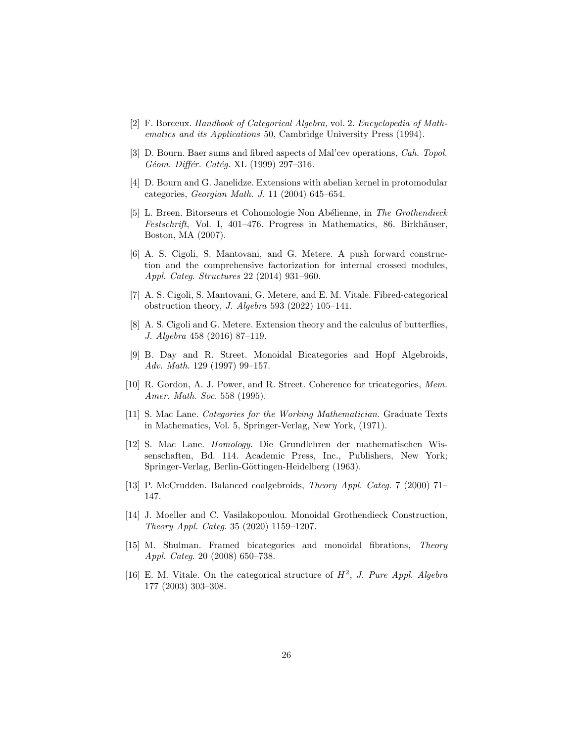[2] F. Borceux. *Handbook of Categorical Algebra,* vol. 2. *Encyclopedia of Mathematics and its Applications* 50, Cambridge University Press (1994).

[3] D. Bourn. Baer sums and fibred aspects of Mal'cev operations, *Cah. Topol. Géom. Différ. Catég.* XL (1999) 297–316.

[4] D. Bourn and G. Janelidze. Extensions with abelian kernel in protomodular categories, *Georgian Math. J.* 11 (2004) 645–654.

[5] L. Breen. Bitorseurs et Cohomologie Non Abélienne, in *The Grothendieck Festschrift*, Vol. I, 401–476. Progress in Mathematics, 86. Birkhäuser, Boston, MA (2007).

[6] A. S. Cigoli, S. Mantovani, and G. Metere. A push forward construction and the comprehensive factorization for internal crossed modules, *Appl. Categ. Structures* 22 (2014) 931–960.

[7] A. S. Cigoli, S. Mantovani, G. Metere, and E. M. Vitale. Fibred-categorical obstruction theory, *J. Algebra* 593 (2022) 105–141.

[8] A. S. Cigoli and G. Metere. Extension theory and the calculus of butterflies, *J. Algebra* 458 (2016) 87–119.

[9] B. Day and R. Street. Monoidal Bicategories and Hopf Algebroids, *Adv. Math.* 129 (1997) 99–157.

[10] R. Gordon, A. J. Power, and R. Street. Coherence for tricategories, *Mem. Amer. Math. Soc.* 558 (1995).

[11] S. Mac Lane. *Categories for the Working Mathematician.* Graduate Texts in Mathematics, Vol. 5, Springer-Verlag, New York, (1971).

[12] S. Mac Lane. *Homology.* Die Grundlehren der mathematischen Wissenschaften, Bd. 114. Academic Press, Inc., Publishers, New York; Springer-Verlag, Berlin-Göttingen-Heidelberg (1963).

[13] P. McCrudden. Balanced coalgebroids, *Theory Appl. Categ.* 7 (2000) 71–147.

[14] J. Moeller and C. Vasilakopoulou. Monoidal Grothendieck Construction, *Theory Appl. Categ.* 35 (2020) 1159–1207.

[15] M. Shulman. Framed bicategories and monoidal fibrations, *Theory Appl. Categ.* 20 (2008) 650–738.

[16] E. M. Vitale. On the categorical structure of $H^2$, *J. Pure Appl. Algebra* 177 (2003) 303–308.